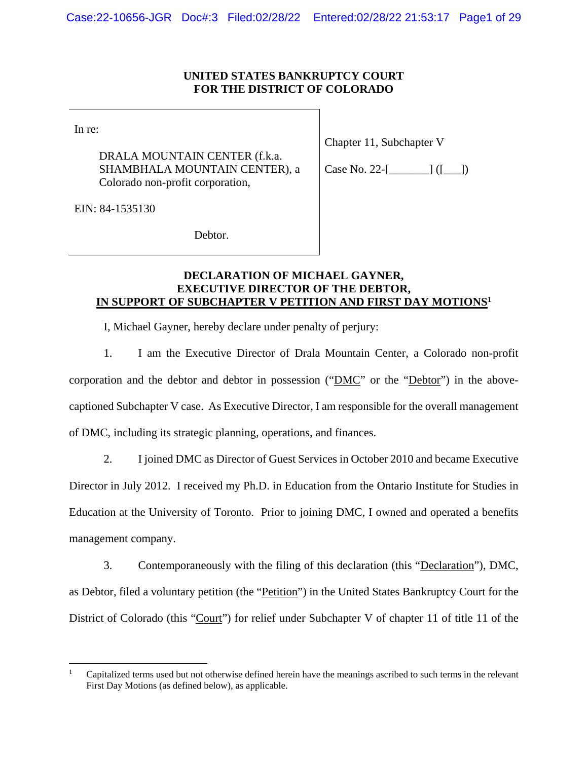**UNITED STATES BANKRUPTCY COURT**
**FOR THE DISTRICT OF COLORADO**

| In re: | Chapter 11, Subchapter V |
|---|---|
| DRALA MOUNTAIN CENTER (f.k.a. SHAMBHALA MOUNTAIN CENTER), a Colorado non-profit corporation, | Case No. 22-[_______] ([___]) |
| EIN: 84-1535130 | |
| Debtor. | |

**DECLARATION OF MICHAEL GAYNER,**
**EXECUTIVE DIRECTOR OF THE DEBTOR,**
**IN SUPPORT OF SUBCHAPTER V PETITION AND FIRST DAY MOTIONS**[1]

I, Michael Gayner, hereby declare under penalty of perjury:

1. I am the Executive Director of Drala Mountain Center, a Colorado non-profit corporation and the debtor and debtor in possession ("DMC" or the "Debtor") in the above-captioned Subchapter V case. As Executive Director, I am responsible for the overall management of DMC, including its strategic planning, operations, and finances.

2. I joined DMC as Director of Guest Services in October 2010 and became Executive Director in July 2012. I received my Ph.D. in Education from the Ontario Institute for Studies in Education at the University of Toronto. Prior to joining DMC, I owned and operated a benefits management company.

3. Contemporaneously with the filing of this declaration (this "Declaration"), DMC, as Debtor, filed a voluntary petition (the "Petition") in the United States Bankruptcy Court for the District of Colorado (this "Court") for relief under Subchapter V of chapter 11 of title 11 of the

---

[1] Capitalized terms used but not otherwise defined herein have the meanings ascribed to such terms in the relevant First Day Motions (as defined below), as applicable.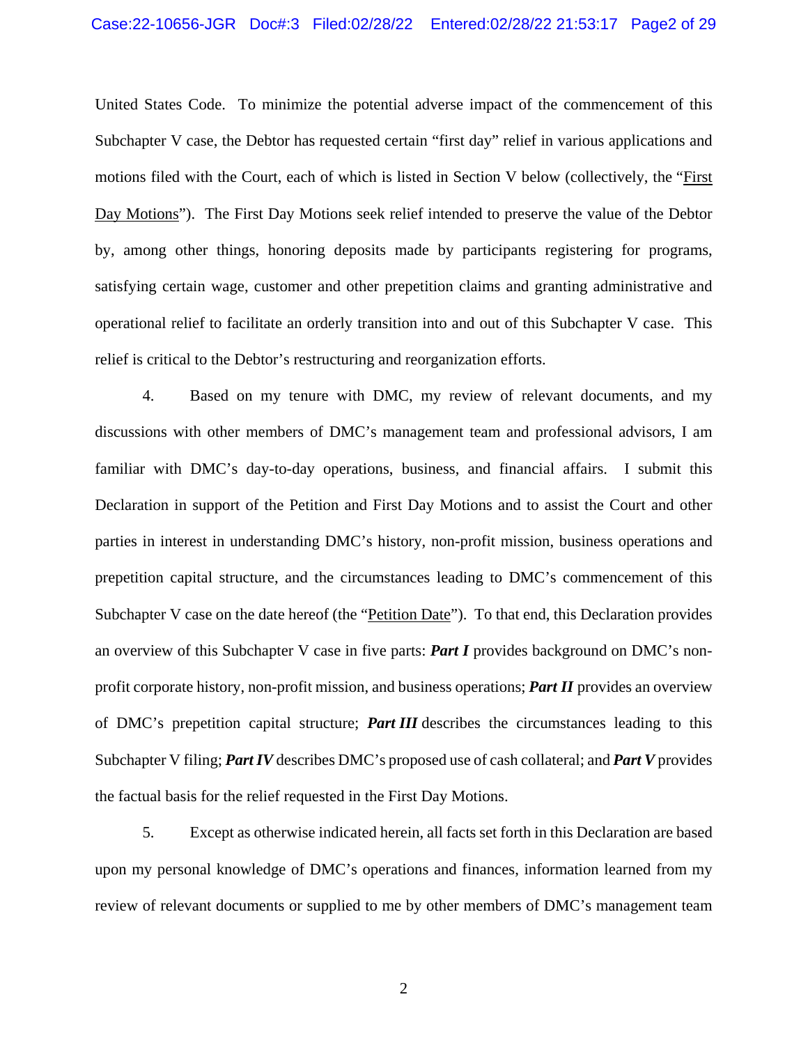United States Code. To minimize the potential adverse impact of the commencement of this Subchapter V case, the Debtor has requested certain "first day" relief in various applications and motions filed with the Court, each of which is listed in Section V below (collectively, the "First Day Motions"). The First Day Motions seek relief intended to preserve the value of the Debtor by, among other things, honoring deposits made by participants registering for programs, satisfying certain wage, customer and other prepetition claims and granting administrative and operational relief to facilitate an orderly transition into and out of this Subchapter V case. This relief is critical to the Debtor's restructuring and reorganization efforts.

4. Based on my tenure with DMC, my review of relevant documents, and my discussions with other members of DMC's management team and professional advisors, I am familiar with DMC's day-to-day operations, business, and financial affairs. I submit this Declaration in support of the Petition and First Day Motions and to assist the Court and other parties in interest in understanding DMC's history, non-profit mission, business operations and prepetition capital structure, and the circumstances leading to DMC's commencement of this Subchapter V case on the date hereof (the "Petition Date"). To that end, this Declaration provides an overview of this Subchapter V case in five parts: ***Part I*** provides background on DMC's non-profit corporate history, non-profit mission, and business operations; ***Part II*** provides an overview of DMC's prepetition capital structure; ***Part III*** describes the circumstances leading to this Subchapter V filing; ***Part IV*** describes DMC's proposed use of cash collateral; and ***Part V*** provides the factual basis for the relief requested in the First Day Motions.

5. Except as otherwise indicated herein, all facts set forth in this Declaration are based upon my personal knowledge of DMC's operations and finances, information learned from my review of relevant documents or supplied to me by other members of DMC's management team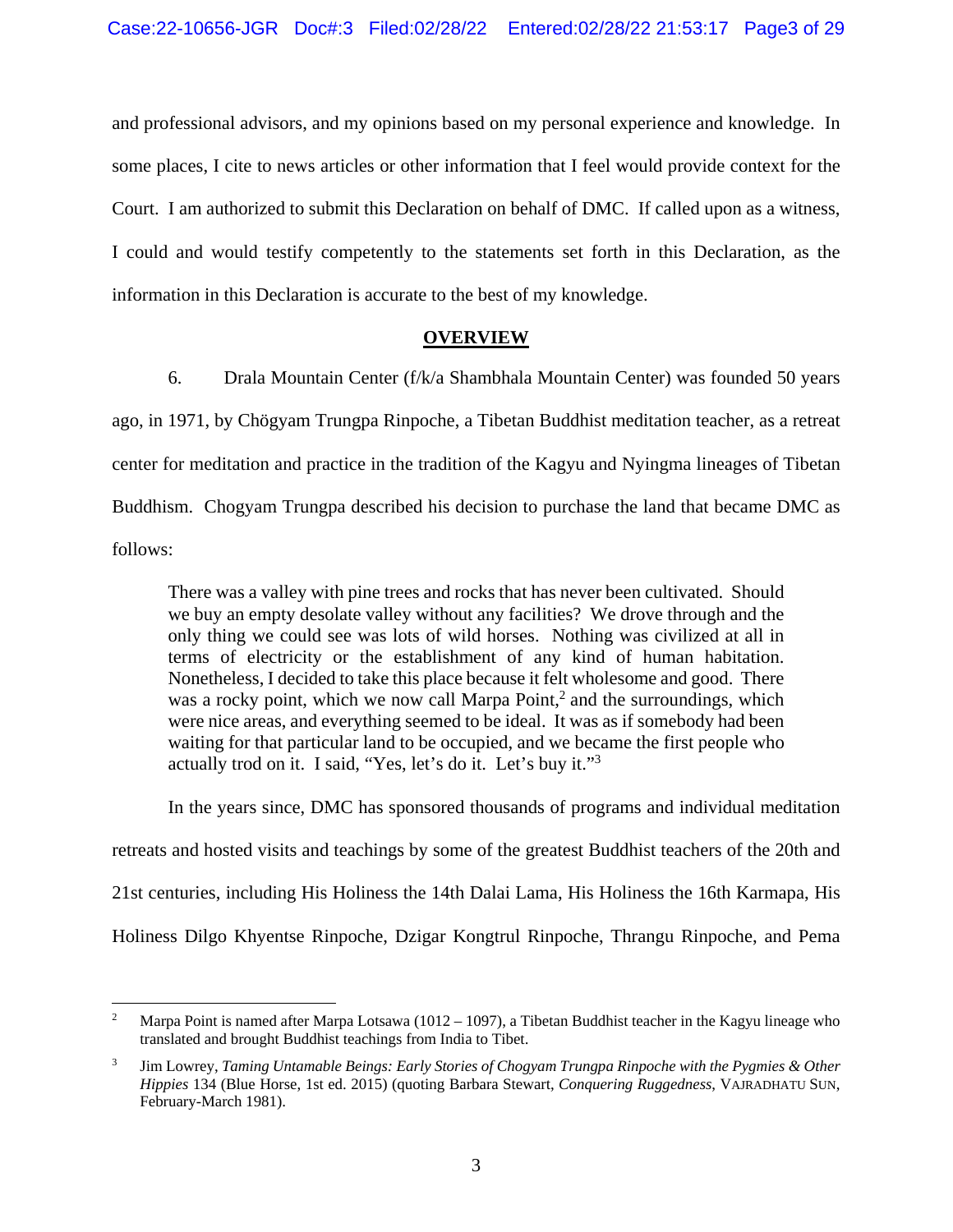and professional advisors, and my opinions based on my personal experience and knowledge. In some places, I cite to news articles or other information that I feel would provide context for the Court. I am authorized to submit this Declaration on behalf of DMC. If called upon as a witness, I could and would testify competently to the statements set forth in this Declaration, as the information in this Declaration is accurate to the best of my knowledge.

## OVERVIEW

6. Drala Mountain Center (f/k/a Shambhala Mountain Center) was founded 50 years ago, in 1971, by Chögyam Trungpa Rinpoche, a Tibetan Buddhist meditation teacher, as a retreat center for meditation and practice in the tradition of the Kagyu and Nyingma lineages of Tibetan Buddhism. Chogyam Trungpa described his decision to purchase the land that became DMC as follows:

> There was a valley with pine trees and rocks that has never been cultivated. Should we buy an empty desolate valley without any facilities? We drove through and the only thing we could see was lots of wild horses. Nothing was civilized at all in terms of electricity or the establishment of any kind of human habitation. Nonetheless, I decided to take this place because it felt wholesome and good. There was a rocky point, which we now call Marpa Point,[2] and the surroundings, which were nice areas, and everything seemed to be ideal. It was as if somebody had been waiting for that particular land to be occupied, and we became the first people who actually trod on it. I said, "Yes, let's do it. Let's buy it."[3]

In the years since, DMC has sponsored thousands of programs and individual meditation retreats and hosted visits and teachings by some of the greatest Buddhist teachers of the 20th and 21st centuries, including His Holiness the 14th Dalai Lama, His Holiness the 16th Karmapa, His Holiness Dilgo Khyentse Rinpoche, Dzigar Kongtrul Rinpoche, Thrangu Rinpoche, and Pema

---

[2] Marpa Point is named after Marpa Lotsawa (1012 – 1097), a Tibetan Buddhist teacher in the Kagyu lineage who translated and brought Buddhist teachings from India to Tibet.

[3] Jim Lowrey, *Taming Untamable Beings: Early Stories of Chogyam Trungpa Rinpoche with the Pygmies & Other Hippies* 134 (Blue Horse, 1st ed. 2015) (quoting Barbara Stewart, *Conquering Ruggedness*, VAJRADHATU SUN, February-March 1981).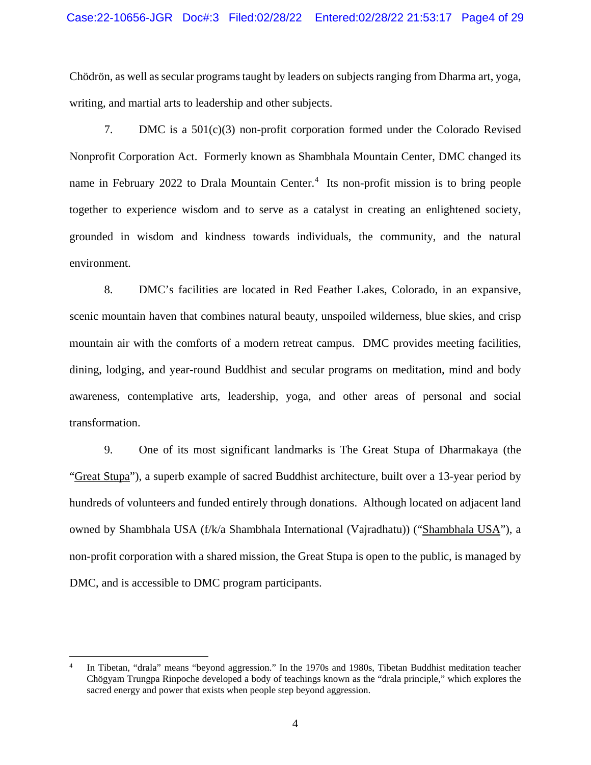Chödrön, as well as secular programs taught by leaders on subjects ranging from Dharma art, yoga, writing, and martial arts to leadership and other subjects.

7. DMC is a 501(c)(3) non-profit corporation formed under the Colorado Revised Nonprofit Corporation Act. Formerly known as Shambhala Mountain Center, DMC changed its name in February 2022 to Drala Mountain Center.[4] Its non-profit mission is to bring people together to experience wisdom and to serve as a catalyst in creating an enlightened society, grounded in wisdom and kindness towards individuals, the community, and the natural environment.

8. DMC's facilities are located in Red Feather Lakes, Colorado, in an expansive, scenic mountain haven that combines natural beauty, unspoiled wilderness, blue skies, and crisp mountain air with the comforts of a modern retreat campus. DMC provides meeting facilities, dining, lodging, and year-round Buddhist and secular programs on meditation, mind and body awareness, contemplative arts, leadership, yoga, and other areas of personal and social transformation.

9. One of its most significant landmarks is The Great Stupa of Dharmakaya (the "Great Stupa"), a superb example of sacred Buddhist architecture, built over a 13-year period by hundreds of volunteers and funded entirely through donations. Although located on adjacent land owned by Shambhala USA (f/k/a Shambhala International (Vajradhatu)) ("Shambhala USA"), a non-profit corporation with a shared mission, the Great Stupa is open to the public, is managed by DMC, and is accessible to DMC program participants.

---

[4] In Tibetan, "drala" means "beyond aggression." In the 1970s and 1980s, Tibetan Buddhist meditation teacher Chögyam Trungpa Rinpoche developed a body of teachings known as the "drala principle," which explores the sacred energy and power that exists when people step beyond aggression.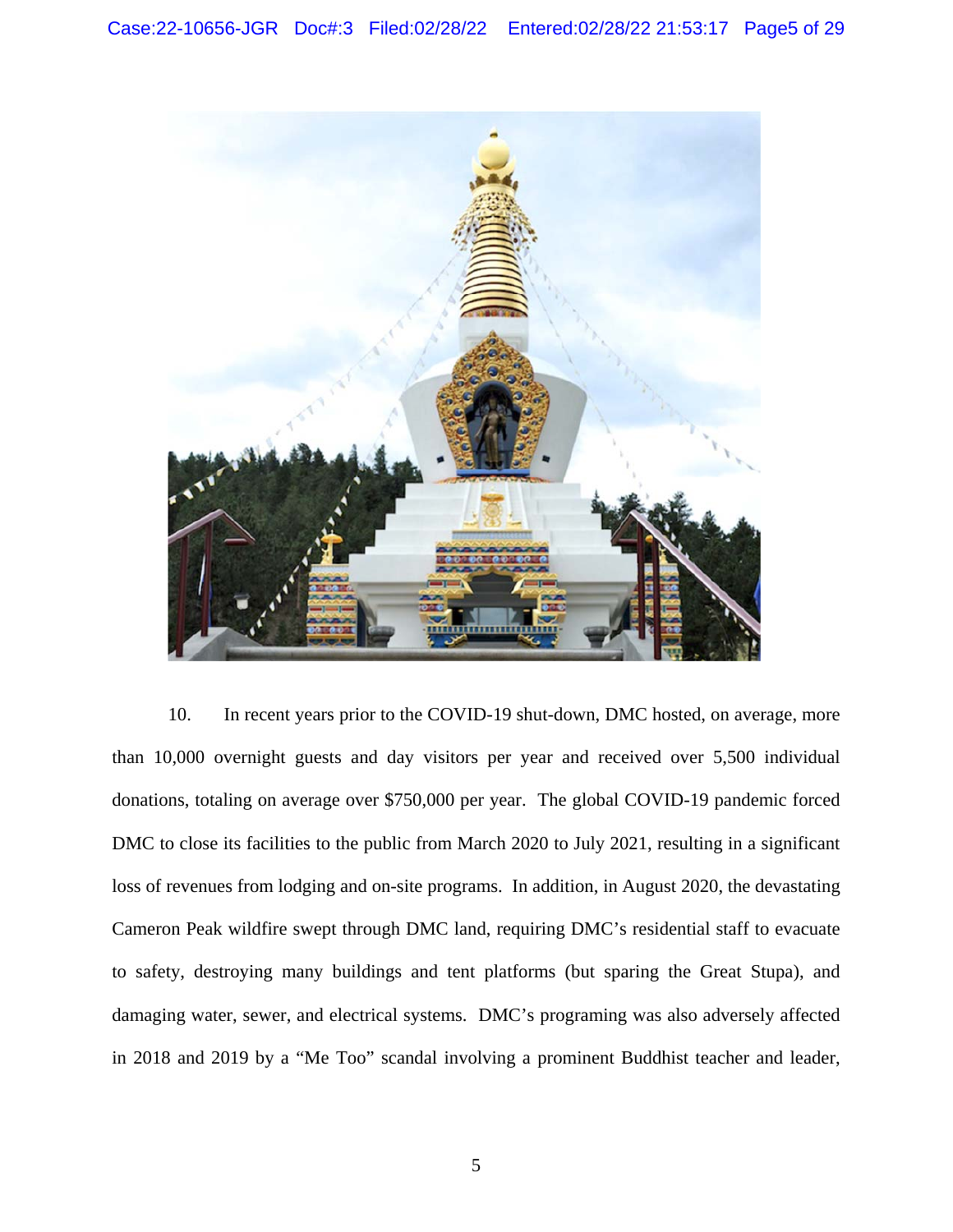10. In recent years prior to the COVID-19 shut-down, DMC hosted, on average, more than 10,000 overnight guests and day visitors per year and received over 5,500 individual donations, totaling on average over $750,000 per year. The global COVID-19 pandemic forced DMC to close its facilities to the public from March 2020 to July 2021, resulting in a significant loss of revenues from lodging and on-site programs. In addition, in August 2020, the devastating Cameron Peak wildfire swept through DMC land, requiring DMC's residential staff to evacuate to safety, destroying many buildings and tent platforms (but sparing the Great Stupa), and damaging water, sewer, and electrical systems. DMC's programing was also adversely affected in 2018 and 2019 by a "Me Too" scandal involving a prominent Buddhist teacher and leader,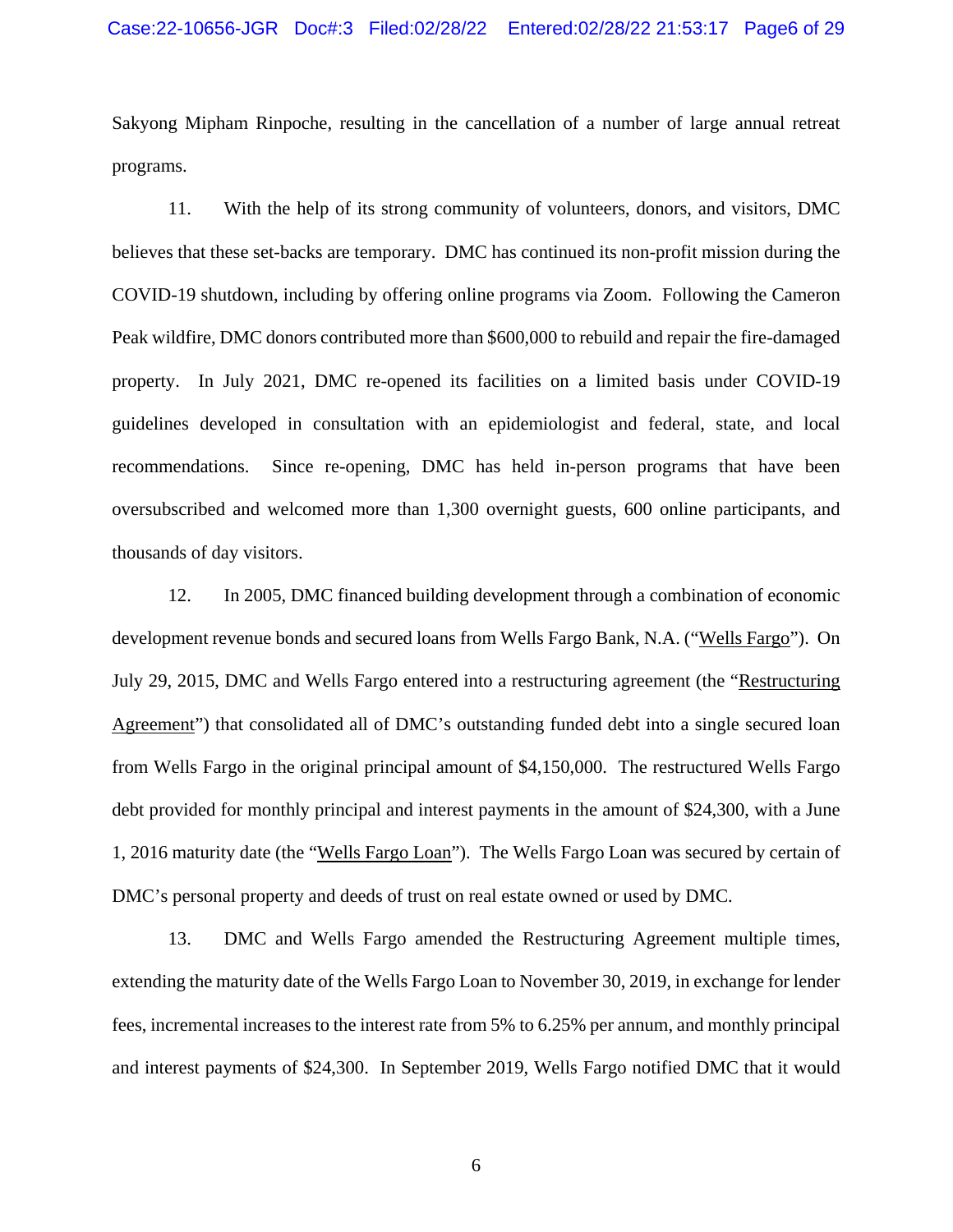Sakyong Mipham Rinpoche, resulting in the cancellation of a number of large annual retreat programs.

11. With the help of its strong community of volunteers, donors, and visitors, DMC believes that these set-backs are temporary. DMC has continued its non-profit mission during the COVID-19 shutdown, including by offering online programs via Zoom. Following the Cameron Peak wildfire, DMC donors contributed more than $600,000 to rebuild and repair the fire-damaged property. In July 2021, DMC re-opened its facilities on a limited basis under COVID-19 guidelines developed in consultation with an epidemiologist and federal, state, and local recommendations. Since re-opening, DMC has held in-person programs that have been oversubscribed and welcomed more than 1,300 overnight guests, 600 online participants, and thousands of day visitors.

12. In 2005, DMC financed building development through a combination of economic development revenue bonds and secured loans from Wells Fargo Bank, N.A. ("Wells Fargo"). On July 29, 2015, DMC and Wells Fargo entered into a restructuring agreement (the "Restructuring Agreement") that consolidated all of DMC's outstanding funded debt into a single secured loan from Wells Fargo in the original principal amount of $4,150,000. The restructured Wells Fargo debt provided for monthly principal and interest payments in the amount of $24,300, with a June 1, 2016 maturity date (the "Wells Fargo Loan"). The Wells Fargo Loan was secured by certain of DMC's personal property and deeds of trust on real estate owned or used by DMC.

13. DMC and Wells Fargo amended the Restructuring Agreement multiple times, extending the maturity date of the Wells Fargo Loan to November 30, 2019, in exchange for lender fees, incremental increases to the interest rate from 5% to 6.25% per annum, and monthly principal and interest payments of $24,300. In September 2019, Wells Fargo notified DMC that it would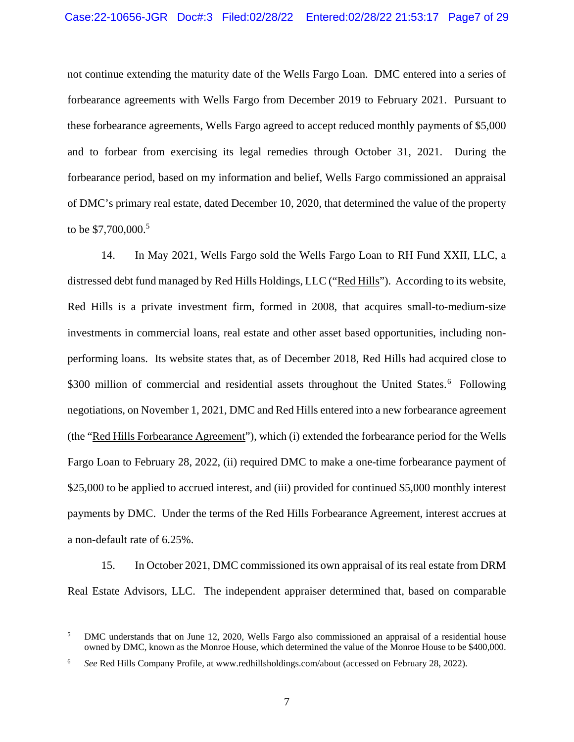not continue extending the maturity date of the Wells Fargo Loan. DMC entered into a series of forbearance agreements with Wells Fargo from December 2019 to February 2021. Pursuant to these forbearance agreements, Wells Fargo agreed to accept reduced monthly payments of $5,000 and to forbear from exercising its legal remedies through October 31, 2021. During the forbearance period, based on my information and belief, Wells Fargo commissioned an appraisal of DMC's primary real estate, dated December 10, 2020, that determined the value of the property to be $7,700,000.[5]

14. In May 2021, Wells Fargo sold the Wells Fargo Loan to RH Fund XXII, LLC, a distressed debt fund managed by Red Hills Holdings, LLC ("Red Hills"). According to its website, Red Hills is a private investment firm, formed in 2008, that acquires small-to-medium-size investments in commercial loans, real estate and other asset based opportunities, including non-performing loans. Its website states that, as of December 2018, Red Hills had acquired close to $300 million of commercial and residential assets throughout the United States.[6] Following negotiations, on November 1, 2021, DMC and Red Hills entered into a new forbearance agreement (the "Red Hills Forbearance Agreement"), which (i) extended the forbearance period for the Wells Fargo Loan to February 28, 2022, (ii) required DMC to make a one-time forbearance payment of $25,000 to be applied to accrued interest, and (iii) provided for continued $5,000 monthly interest payments by DMC. Under the terms of the Red Hills Forbearance Agreement, interest accrues at a non-default rate of 6.25%.

15. In October 2021, DMC commissioned its own appraisal of its real estate from DRM Real Estate Advisors, LLC. The independent appraiser determined that, based on comparable

---

[5] DMC understands that on June 12, 2020, Wells Fargo also commissioned an appraisal of a residential house owned by DMC, known as the Monroe House, which determined the value of the Monroe House to be $400,000.

[6] *See* Red Hills Company Profile, at www.redhillsholdings.com/about (accessed on February 28, 2022).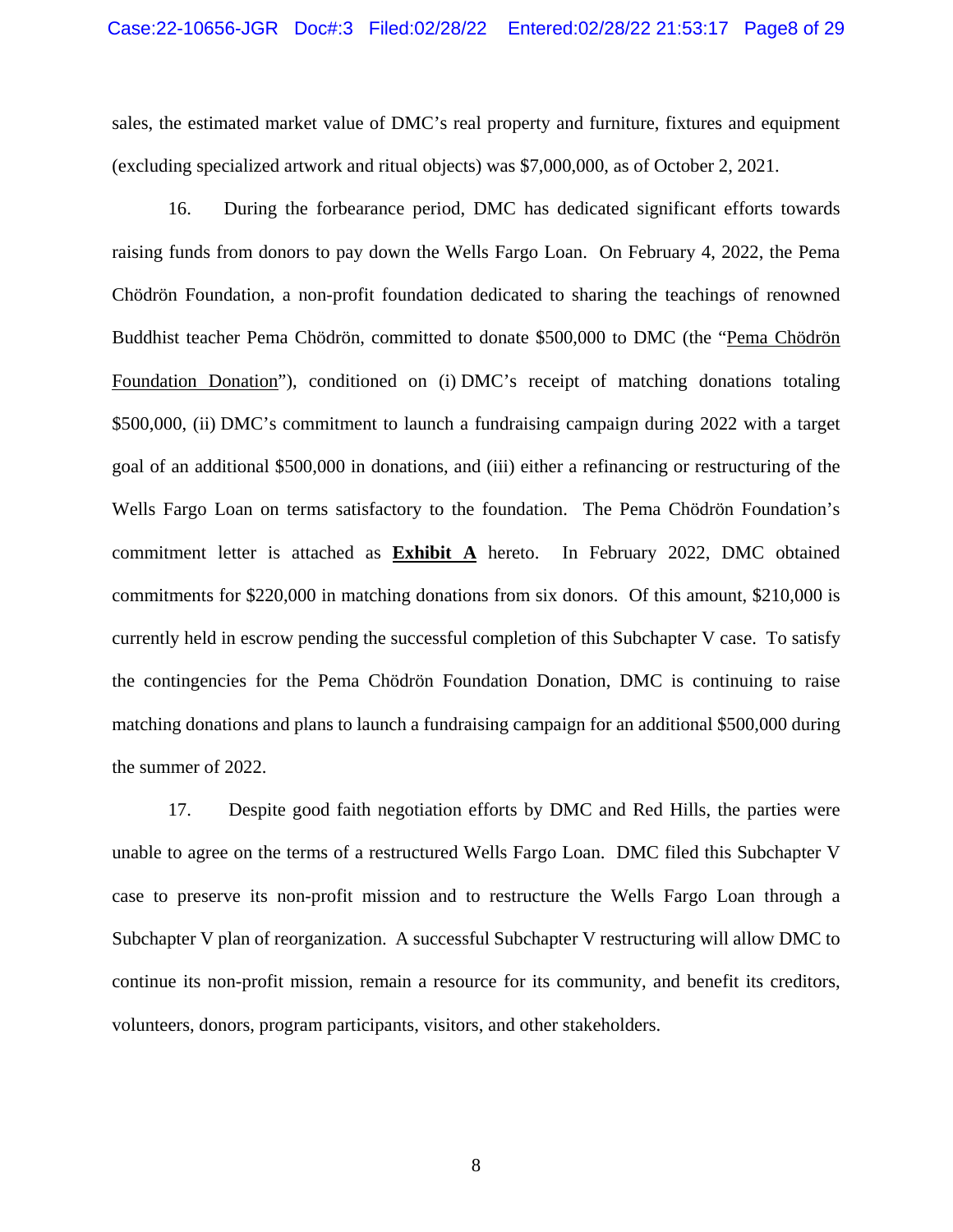sales, the estimated market value of DMC's real property and furniture, fixtures and equipment (excluding specialized artwork and ritual objects) was $7,000,000, as of October 2, 2021.

16. During the forbearance period, DMC has dedicated significant efforts towards raising funds from donors to pay down the Wells Fargo Loan. On February 4, 2022, the Pema Chödrön Foundation, a non-profit foundation dedicated to sharing the teachings of renowned Buddhist teacher Pema Chödrön, committed to donate $500,000 to DMC (the "Pema Chödrön Foundation Donation"), conditioned on (i) DMC's receipt of matching donations totaling $500,000, (ii) DMC's commitment to launch a fundraising campaign during 2022 with a target goal of an additional $500,000 in donations, and (iii) either a refinancing or restructuring of the Wells Fargo Loan on terms satisfactory to the foundation. The Pema Chödrön Foundation's commitment letter is attached as **Exhibit A** hereto. In February 2022, DMC obtained commitments for $220,000 in matching donations from six donors. Of this amount, $210,000 is currently held in escrow pending the successful completion of this Subchapter V case. To satisfy the contingencies for the Pema Chödrön Foundation Donation, DMC is continuing to raise matching donations and plans to launch a fundraising campaign for an additional $500,000 during the summer of 2022.

17. Despite good faith negotiation efforts by DMC and Red Hills, the parties were unable to agree on the terms of a restructured Wells Fargo Loan. DMC filed this Subchapter V case to preserve its non-profit mission and to restructure the Wells Fargo Loan through a Subchapter V plan of reorganization. A successful Subchapter V restructuring will allow DMC to continue its non-profit mission, remain a resource for its community, and benefit its creditors, volunteers, donors, program participants, visitors, and other stakeholders.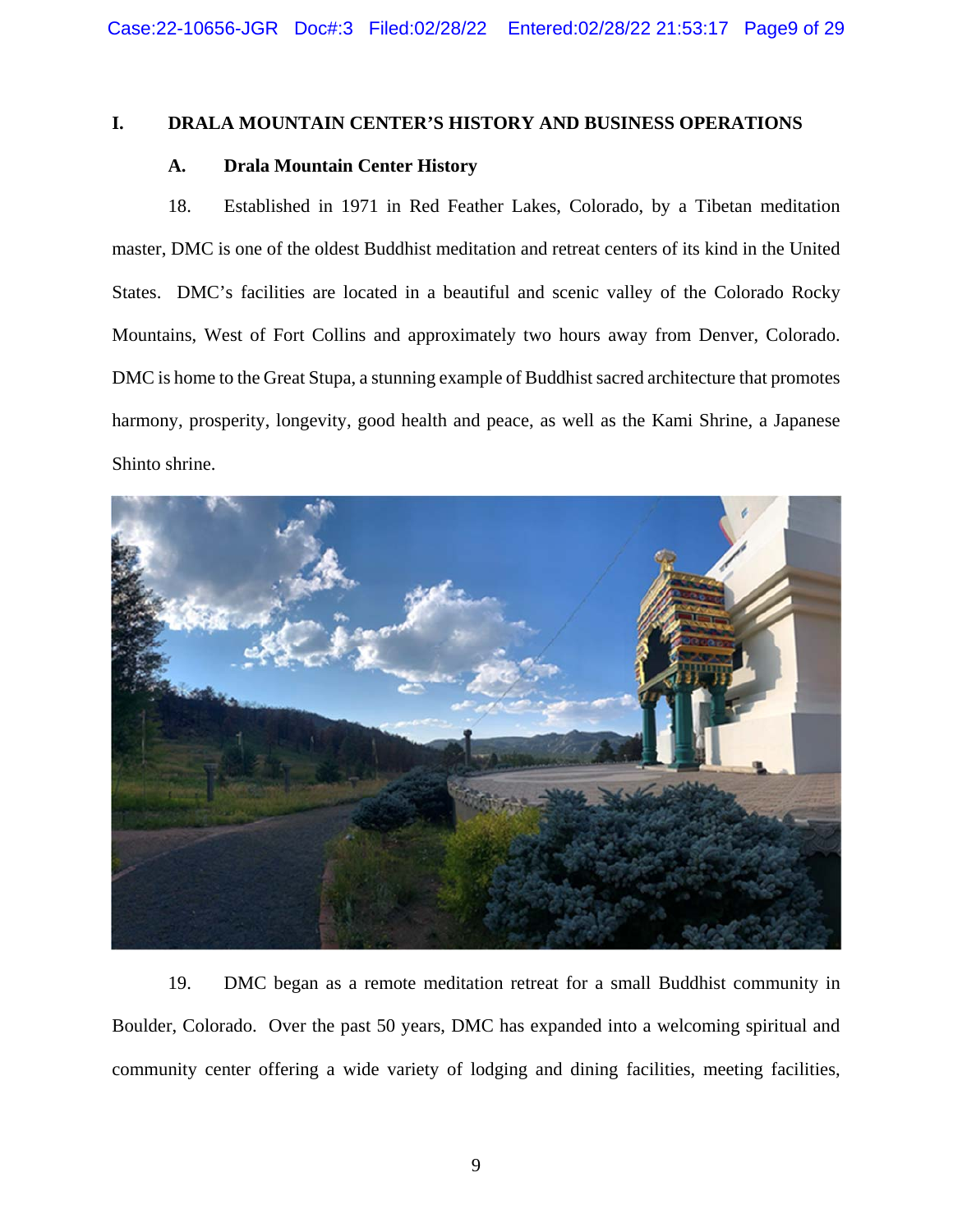## I. DRALA MOUNTAIN CENTER'S HISTORY AND BUSINESS OPERATIONS

### A. Drala Mountain Center History

18. Established in 1971 in Red Feather Lakes, Colorado, by a Tibetan meditation master, DMC is one of the oldest Buddhist meditation and retreat centers of its kind in the United States. DMC's facilities are located in a beautiful and scenic valley of the Colorado Rocky Mountains, West of Fort Collins and approximately two hours away from Denver, Colorado. DMC is home to the Great Stupa, a stunning example of Buddhist sacred architecture that promotes harmony, prosperity, longevity, good health and peace, as well as the Kami Shrine, a Japanese Shinto shrine.

19. DMC began as a remote meditation retreat for a small Buddhist community in Boulder, Colorado. Over the past 50 years, DMC has expanded into a welcoming spiritual and community center offering a wide variety of lodging and dining facilities, meeting facilities,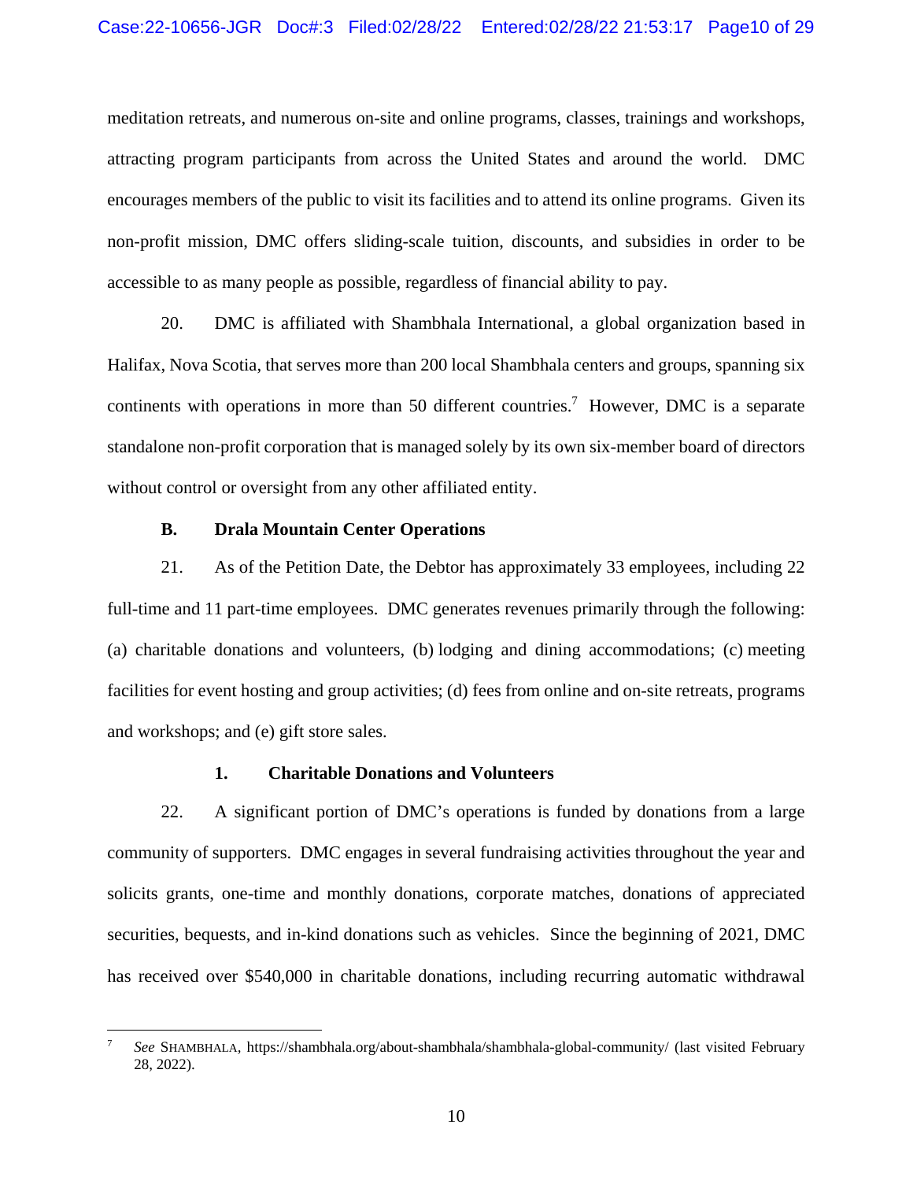meditation retreats, and numerous on-site and online programs, classes, trainings and workshops, attracting program participants from across the United States and around the world. DMC encourages members of the public to visit its facilities and to attend its online programs. Given its non-profit mission, DMC offers sliding-scale tuition, discounts, and subsidies in order to be accessible to as many people as possible, regardless of financial ability to pay.

20. DMC is affiliated with Shambhala International, a global organization based in Halifax, Nova Scotia, that serves more than 200 local Shambhala centers and groups, spanning six continents with operations in more than 50 different countries.[7] However, DMC is a separate standalone non-profit corporation that is managed solely by its own six-member board of directors without control or oversight from any other affiliated entity.

### B. Drala Mountain Center Operations

21. As of the Petition Date, the Debtor has approximately 33 employees, including 22 full-time and 11 part-time employees. DMC generates revenues primarily through the following: (a) charitable donations and volunteers, (b) lodging and dining accommodations; (c) meeting facilities for event hosting and group activities; (d) fees from online and on-site retreats, programs and workshops; and (e) gift store sales.

#### 1. Charitable Donations and Volunteers

22. A significant portion of DMC's operations is funded by donations from a large community of supporters. DMC engages in several fundraising activities throughout the year and solicits grants, one-time and monthly donations, corporate matches, donations of appreciated securities, bequests, and in-kind donations such as vehicles. Since the beginning of 2021, DMC has received over $540,000 in charitable donations, including recurring automatic withdrawal

---

[7] *See* SHAMBHALA, https://shambhala.org/about-shambhala/shambhala-global-community/ (last visited February 28, 2022).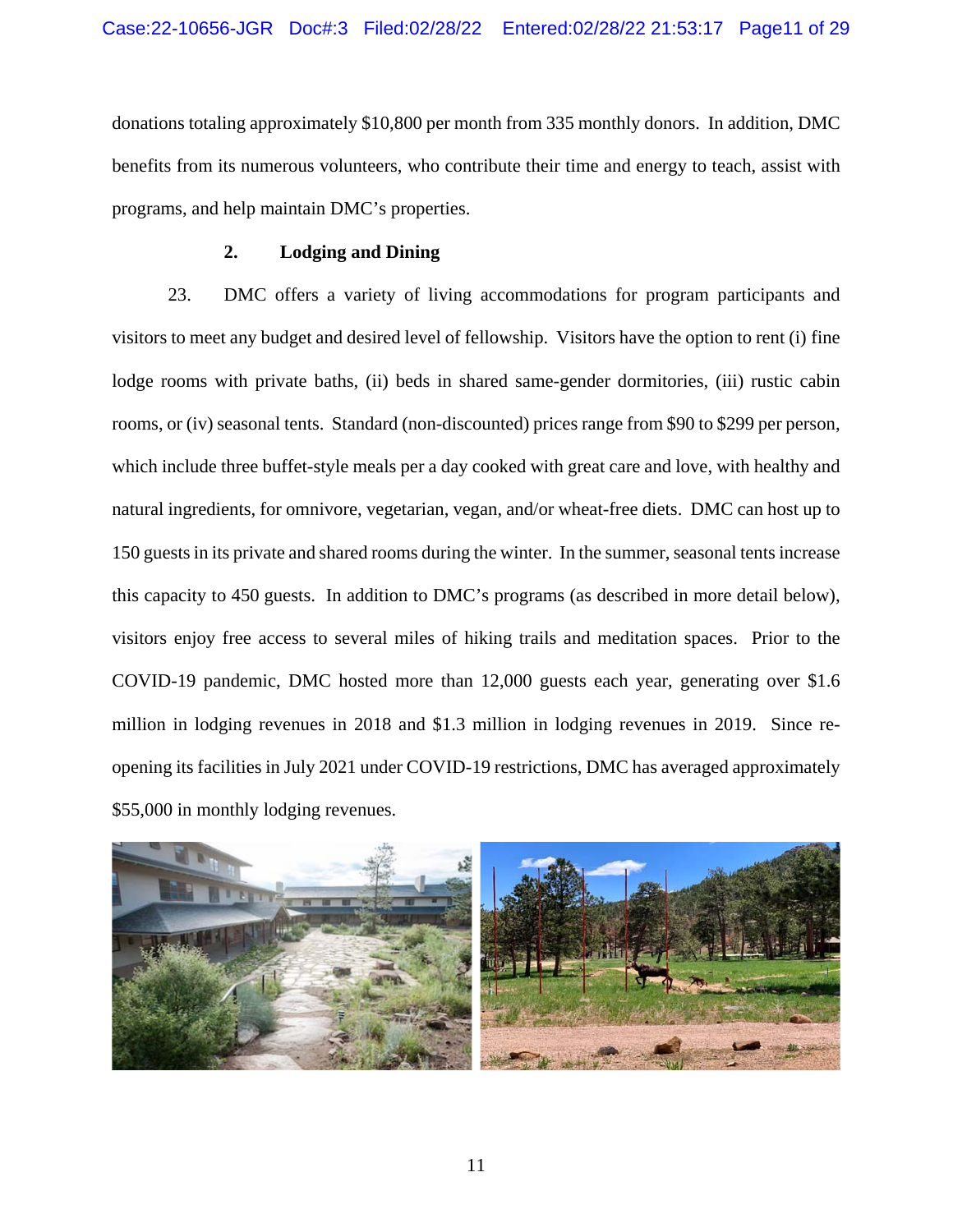donations totaling approximately $10,800 per month from 335 monthly donors. In addition, DMC benefits from its numerous volunteers, who contribute their time and energy to teach, assist with programs, and help maintain DMC's properties.

### 2. Lodging and Dining

23. DMC offers a variety of living accommodations for program participants and visitors to meet any budget and desired level of fellowship. Visitors have the option to rent (i) fine lodge rooms with private baths, (ii) beds in shared same-gender dormitories, (iii) rustic cabin rooms, or (iv) seasonal tents. Standard (non-discounted) prices range from $90 to $299 per person, which include three buffet-style meals per a day cooked with great care and love, with healthy and natural ingredients, for omnivore, vegetarian, vegan, and/or wheat-free diets. DMC can host up to 150 guests in its private and shared rooms during the winter. In the summer, seasonal tents increase this capacity to 450 guests. In addition to DMC's programs (as described in more detail below), visitors enjoy free access to several miles of hiking trails and meditation spaces. Prior to the COVID-19 pandemic, DMC hosted more than 12,000 guests each year, generating over $1.6 million in lodging revenues in 2018 and $1.3 million in lodging revenues in 2019. Since re-opening its facilities in July 2021 under COVID-19 restrictions, DMC has averaged approximately $55,000 in monthly lodging revenues.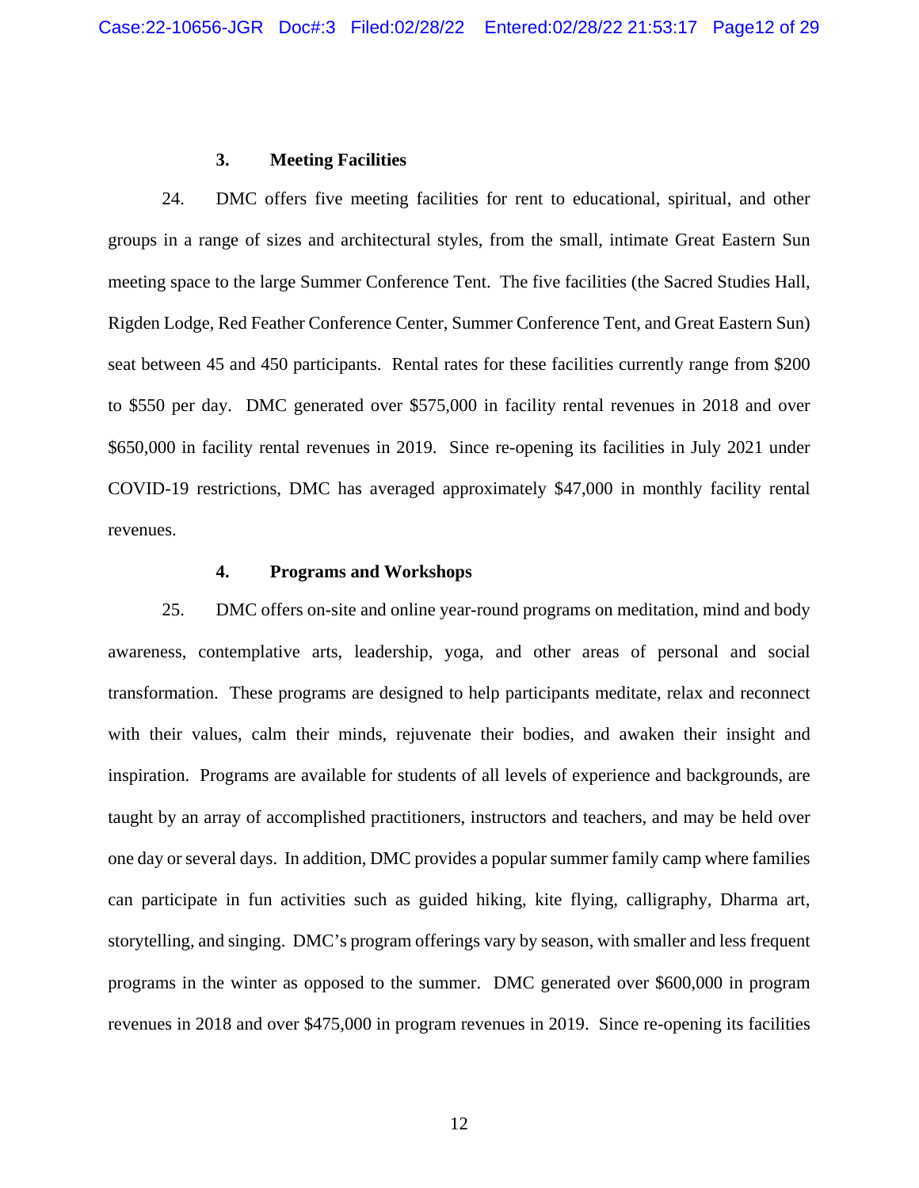### 3. Meeting Facilities

24. DMC offers five meeting facilities for rent to educational, spiritual, and other groups in a range of sizes and architectural styles, from the small, intimate Great Eastern Sun meeting space to the large Summer Conference Tent. The five facilities (the Sacred Studies Hall, Rigden Lodge, Red Feather Conference Center, Summer Conference Tent, and Great Eastern Sun) seat between 45 and 450 participants. Rental rates for these facilities currently range from $200 to $550 per day. DMC generated over $575,000 in facility rental revenues in 2018 and over $650,000 in facility rental revenues in 2019. Since re-opening its facilities in July 2021 under COVID-19 restrictions, DMC has averaged approximately $47,000 in monthly facility rental revenues.

### 4. Programs and Workshops

25. DMC offers on-site and online year-round programs on meditation, mind and body awareness, contemplative arts, leadership, yoga, and other areas of personal and social transformation. These programs are designed to help participants meditate, relax and reconnect with their values, calm their minds, rejuvenate their bodies, and awaken their insight and inspiration. Programs are available for students of all levels of experience and backgrounds, are taught by an array of accomplished practitioners, instructors and teachers, and may be held over one day or several days. In addition, DMC provides a popular summer family camp where families can participate in fun activities such as guided hiking, kite flying, calligraphy, Dharma art, storytelling, and singing. DMC's program offerings vary by season, with smaller and less frequent programs in the winter as opposed to the summer. DMC generated over $600,000 in program revenues in 2018 and over $475,000 in program revenues in 2019. Since re-opening its facilities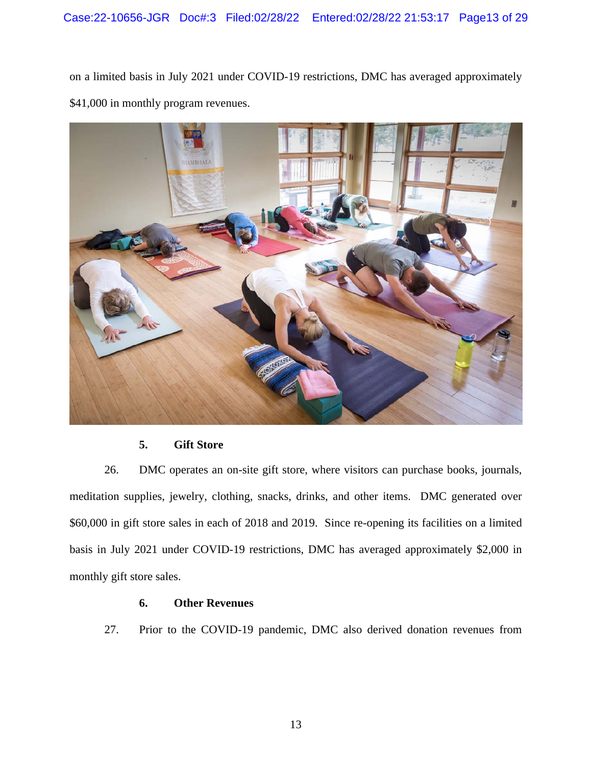on a limited basis in July 2021 under COVID-19 restrictions, DMC has averaged approximately $41,000 in monthly program revenues.

**5. Gift Store**

26. DMC operates an on-site gift store, where visitors can purchase books, journals, meditation supplies, jewelry, clothing, snacks, drinks, and other items. DMC generated over $60,000 in gift store sales in each of 2018 and 2019. Since re-opening its facilities on a limited basis in July 2021 under COVID-19 restrictions, DMC has averaged approximately $2,000 in monthly gift store sales.

**6. Other Revenues**

27. Prior to the COVID-19 pandemic, DMC also derived donation revenues from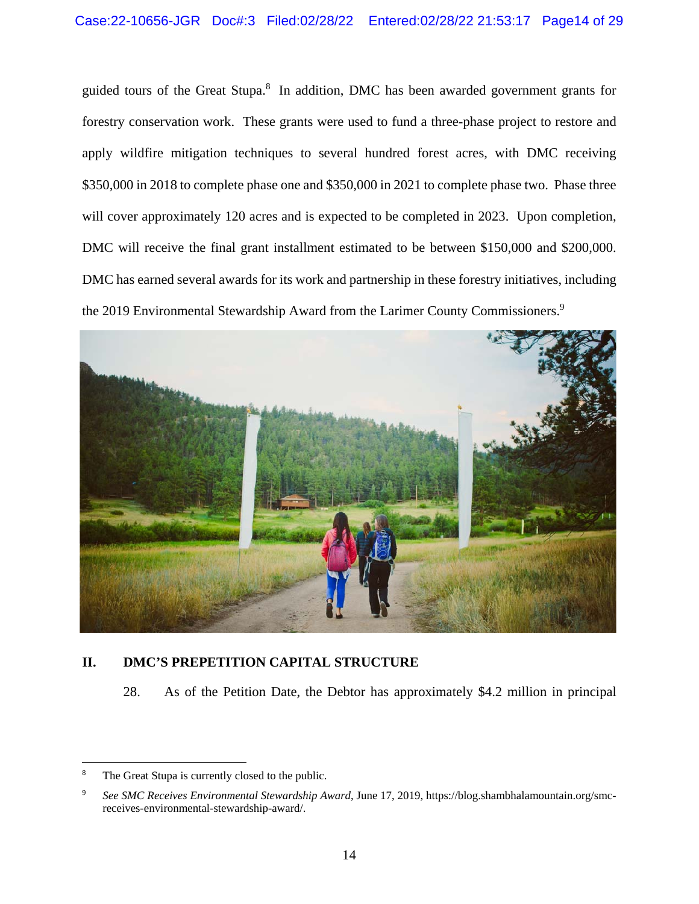guided tours of the Great Stupa.[8] In addition, DMC has been awarded government grants for forestry conservation work. These grants were used to fund a three-phase project to restore and apply wildfire mitigation techniques to several hundred forest acres, with DMC receiving $350,000 in 2018 to complete phase one and $350,000 in 2021 to complete phase two. Phase three will cover approximately 120 acres and is expected to be completed in 2023. Upon completion, DMC will receive the final grant installment estimated to be between $150,000 and $200,000. DMC has earned several awards for its work and partnership in these forestry initiatives, including the 2019 Environmental Stewardship Award from the Larimer County Commissioners.[9]

## II. DMC'S PREPETITION CAPITAL STRUCTURE

28. As of the Petition Date, the Debtor has approximately $4.2 million in principal

---

[8] The Great Stupa is currently closed to the public.

[9] *See SMC Receives Environmental Stewardship Award*, June 17, 2019, https://blog.shambhalamountain.org/smc-receives-environmental-stewardship-award/.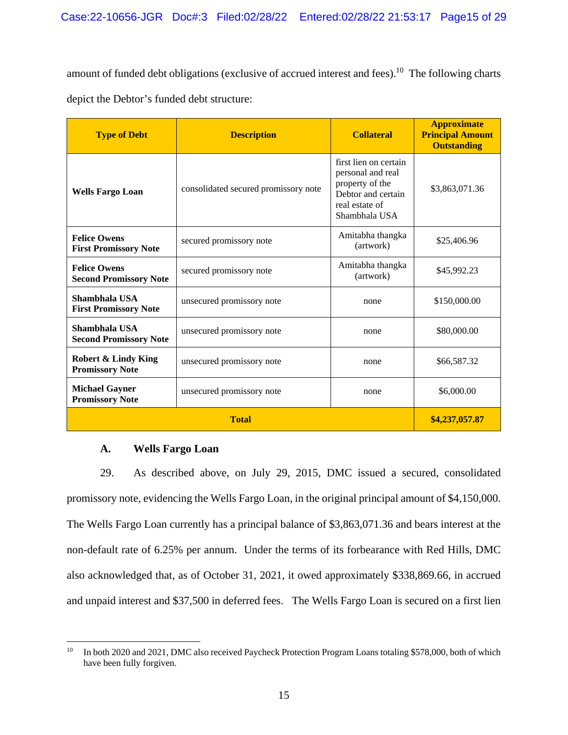amount of funded debt obligations (exclusive of accrued interest and fees).[10] The following charts depict the Debtor's funded debt structure:

| Type of Debt | Description | Collateral | Approximate Principal Amount Outstanding |
|---|---|---|---|
| **Wells Fargo Loan** | consolidated secured promissory note | first lien on certain personal and real property of the Debtor and certain real estate of Shambhala USA | $3,863,071.36 |
| **Felice Owens First Promissory Note** | secured promissory note | Amitabha thangka (artwork) | $25,406.96 |
| **Felice Owens Second Promissory Note** | secured promissory note | Amitabha thangka (artwork) | $45,992.23 |
| **Shambhala USA First Promissory Note** | unsecured promissory note | none | $150,000.00 |
| **Shambhala USA Second Promissory Note** | unsecured promissory note | none | $80,000.00 |
| **Robert & Lindy King Promissory Note** | unsecured promissory note | none | $66,587.32 |
| **Michael Gayner Promissory Note** | unsecured promissory note | none | $6,000.00 |
| **Total** | | | **$4,237,057.87** |

### A. Wells Fargo Loan

29. As described above, on July 29, 2015, DMC issued a secured, consolidated promissory note, evidencing the Wells Fargo Loan, in the original principal amount of $4,150,000. The Wells Fargo Loan currently has a principal balance of $3,863,071.36 and bears interest at the non-default rate of 6.25% per annum. Under the terms of its forbearance with Red Hills, DMC also acknowledged that, as of October 31, 2021, it owed approximately $338,869.66, in accrued and unpaid interest and $37,500 in deferred fees. The Wells Fargo Loan is secured on a first lien

[10] In both 2020 and 2021, DMC also received Paycheck Protection Program Loans totaling $578,000, both of which have been fully forgiven.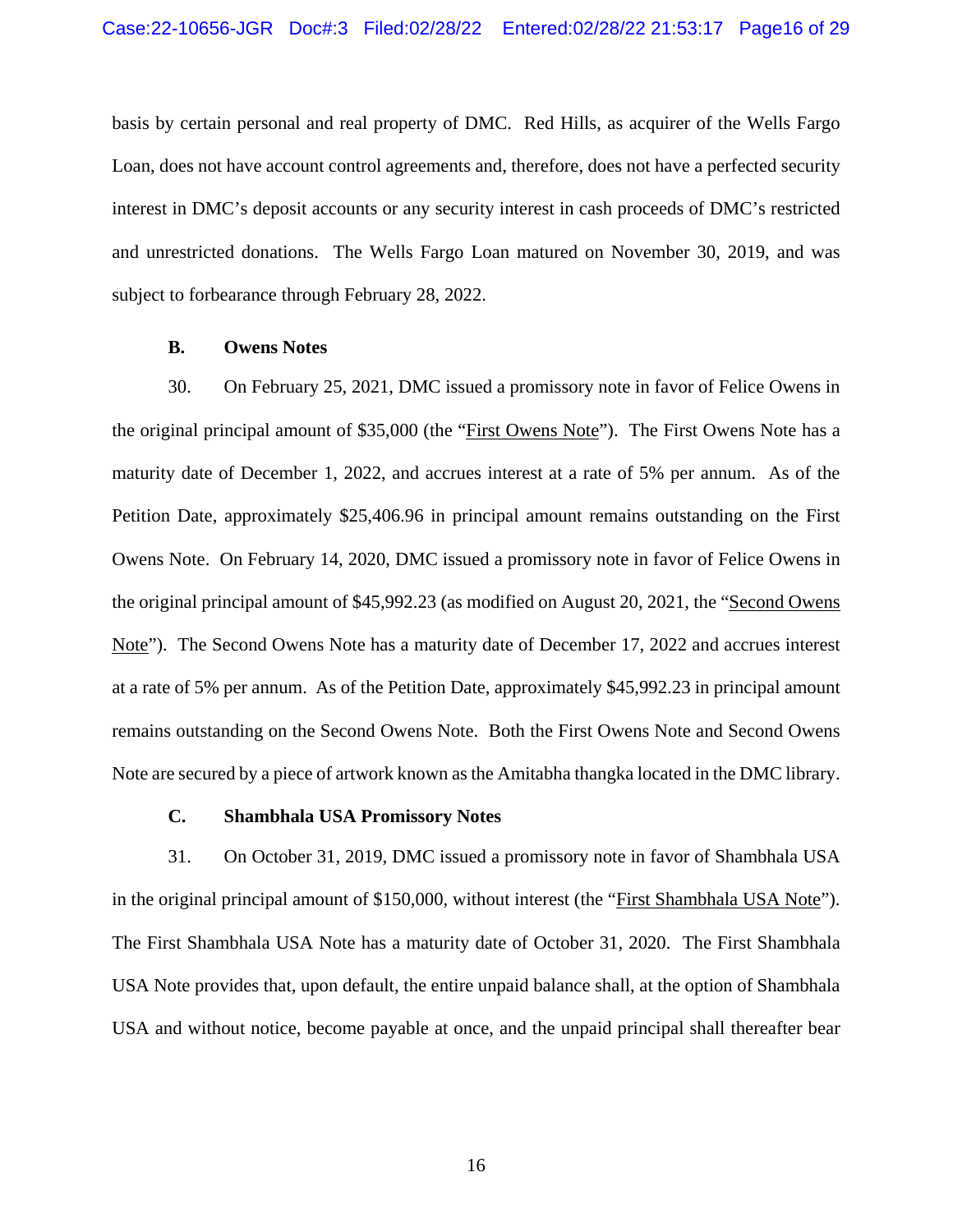basis by certain personal and real property of DMC. Red Hills, as acquirer of the Wells Fargo Loan, does not have account control agreements and, therefore, does not have a perfected security interest in DMC's deposit accounts or any security interest in cash proceeds of DMC's restricted and unrestricted donations. The Wells Fargo Loan matured on November 30, 2019, and was subject to forbearance through February 28, 2022.

### B. Owens Notes

30. On February 25, 2021, DMC issued a promissory note in favor of Felice Owens in the original principal amount of $35,000 (the "First Owens Note"). The First Owens Note has a maturity date of December 1, 2022, and accrues interest at a rate of 5% per annum. As of the Petition Date, approximately $25,406.96 in principal amount remains outstanding on the First Owens Note. On February 14, 2020, DMC issued a promissory note in favor of Felice Owens in the original principal amount of $45,992.23 (as modified on August 20, 2021, the "Second Owens Note"). The Second Owens Note has a maturity date of December 17, 2022 and accrues interest at a rate of 5% per annum. As of the Petition Date, approximately $45,992.23 in principal amount remains outstanding on the Second Owens Note. Both the First Owens Note and Second Owens Note are secured by a piece of artwork known as the Amitabha thangka located in the DMC library.

### C. Shambhala USA Promissory Notes

31. On October 31, 2019, DMC issued a promissory note in favor of Shambhala USA in the original principal amount of $150,000, without interest (the "First Shambhala USA Note"). The First Shambhala USA Note has a maturity date of October 31, 2020. The First Shambhala USA Note provides that, upon default, the entire unpaid balance shall, at the option of Shambhala USA and without notice, become payable at once, and the unpaid principal shall thereafter bear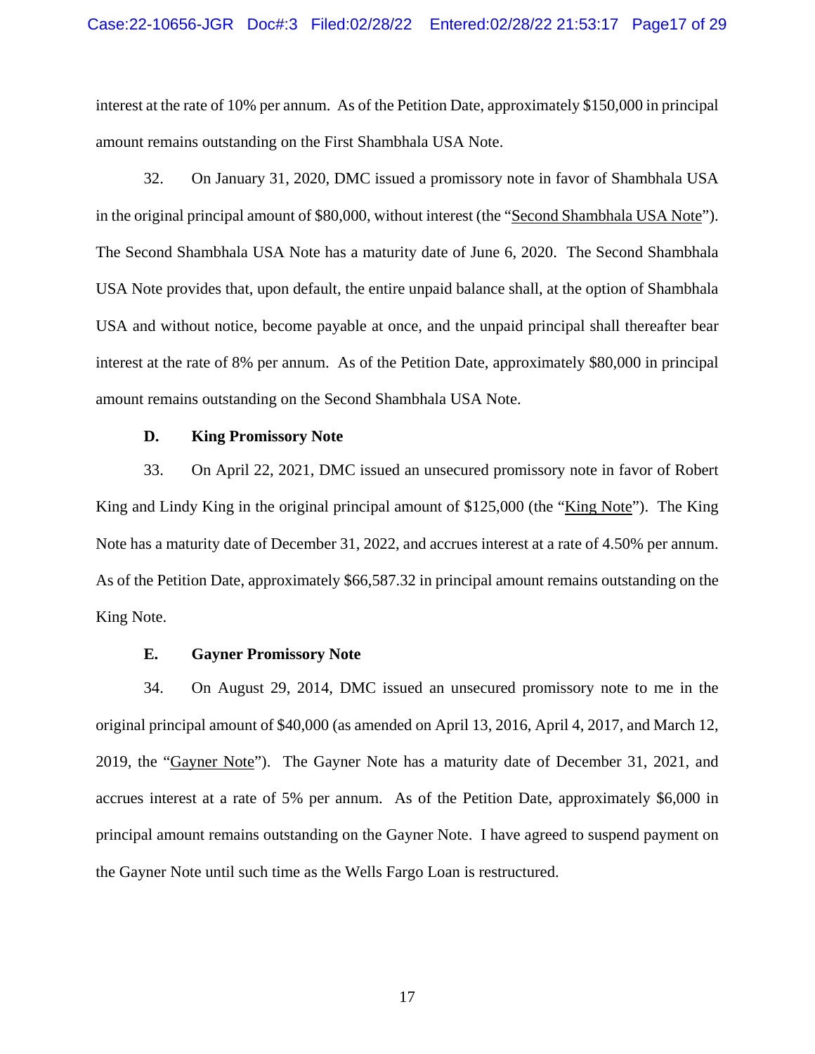interest at the rate of 10% per annum. As of the Petition Date, approximately $150,000 in principal amount remains outstanding on the First Shambhala USA Note.

32. On January 31, 2020, DMC issued a promissory note in favor of Shambhala USA in the original principal amount of $80,000, without interest (the "Second Shambhala USA Note"). The Second Shambhala USA Note has a maturity date of June 6, 2020. The Second Shambhala USA Note provides that, upon default, the entire unpaid balance shall, at the option of Shambhala USA and without notice, become payable at once, and the unpaid principal shall thereafter bear interest at the rate of 8% per annum. As of the Petition Date, approximately $80,000 in principal amount remains outstanding on the Second Shambhala USA Note.

### D. King Promissory Note

33. On April 22, 2021, DMC issued an unsecured promissory note in favor of Robert King and Lindy King in the original principal amount of $125,000 (the "King Note"). The King Note has a maturity date of December 31, 2022, and accrues interest at a rate of 4.50% per annum. As of the Petition Date, approximately $66,587.32 in principal amount remains outstanding on the King Note.

### E. Gayner Promissory Note

34. On August 29, 2014, DMC issued an unsecured promissory note to me in the original principal amount of $40,000 (as amended on April 13, 2016, April 4, 2017, and March 12, 2019, the "Gayner Note"). The Gayner Note has a maturity date of December 31, 2021, and accrues interest at a rate of 5% per annum. As of the Petition Date, approximately $6,000 in principal amount remains outstanding on the Gayner Note. I have agreed to suspend payment on the Gayner Note until such time as the Wells Fargo Loan is restructured.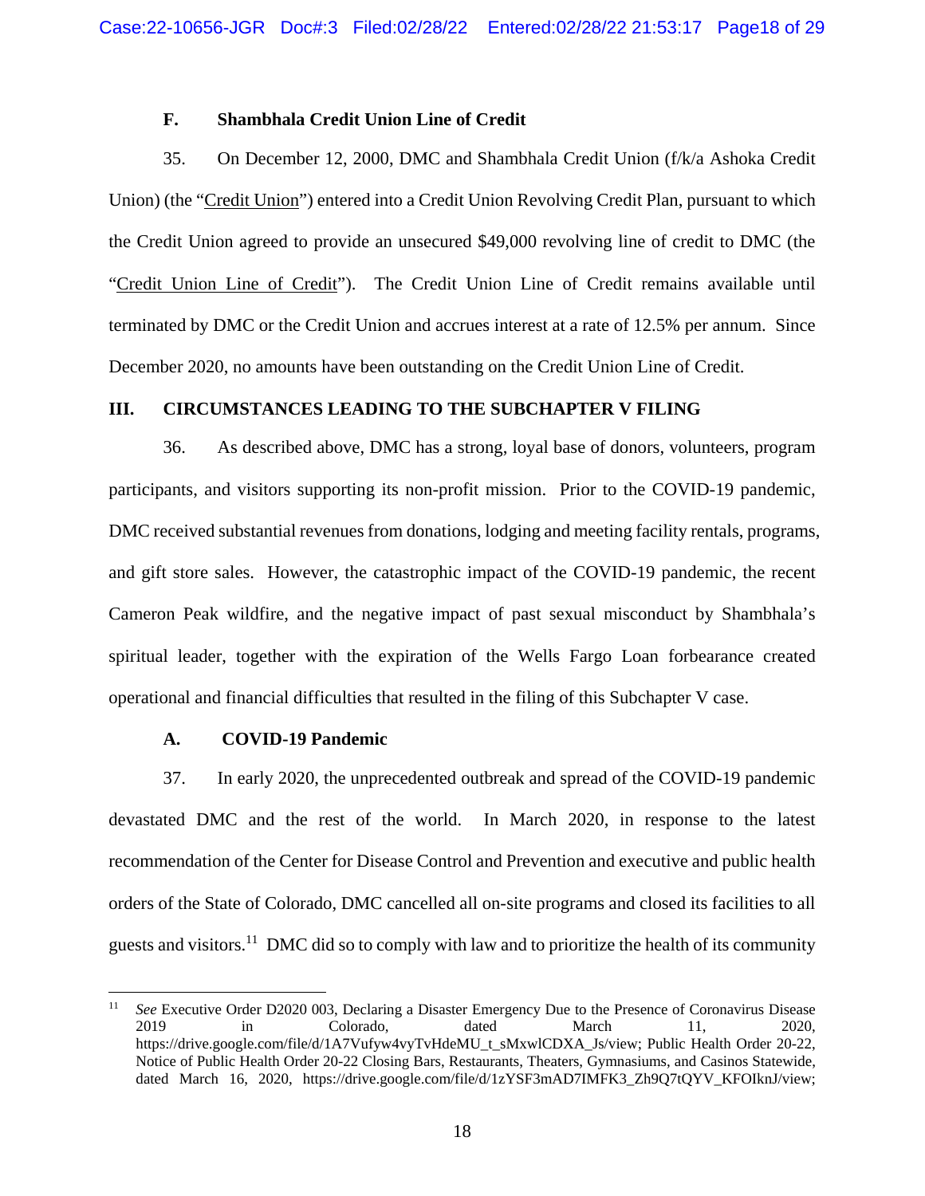### F. Shambhala Credit Union Line of Credit

35. On December 12, 2000, DMC and Shambhala Credit Union (f/k/a Ashoka Credit Union) (the "Credit Union") entered into a Credit Union Revolving Credit Plan, pursuant to which the Credit Union agreed to provide an unsecured $49,000 revolving line of credit to DMC (the "Credit Union Line of Credit"). The Credit Union Line of Credit remains available until terminated by DMC or the Credit Union and accrues interest at a rate of 12.5% per annum. Since December 2020, no amounts have been outstanding on the Credit Union Line of Credit.

## III. CIRCUMSTANCES LEADING TO THE SUBCHAPTER V FILING

36. As described above, DMC has a strong, loyal base of donors, volunteers, program participants, and visitors supporting its non-profit mission. Prior to the COVID-19 pandemic, DMC received substantial revenues from donations, lodging and meeting facility rentals, programs, and gift store sales. However, the catastrophic impact of the COVID-19 pandemic, the recent Cameron Peak wildfire, and the negative impact of past sexual misconduct by Shambhala's spiritual leader, together with the expiration of the Wells Fargo Loan forbearance created operational and financial difficulties that resulted in the filing of this Subchapter V case.

### A. COVID-19 Pandemic

37. In early 2020, the unprecedented outbreak and spread of the COVID-19 pandemic devastated DMC and the rest of the world. In March 2020, in response to the latest recommendation of the Center for Disease Control and Prevention and executive and public health orders of the State of Colorado, DMC cancelled all on-site programs and closed its facilities to all guests and visitors.[11] DMC did so to comply with law and to prioritize the health of its community

[11] *See* Executive Order D2020 003, Declaring a Disaster Emergency Due to the Presence of Coronavirus Disease 2019 in Colorado, dated March 11, 2020, https://drive.google.com/file/d/1A7Vufyw4vyTvHdeMU_t_sMxwlCDXA_Js/view; Public Health Order 20-22, Notice of Public Health Order 20-22 Closing Bars, Restaurants, Theaters, Gymnasiums, and Casinos Statewide, dated March 16, 2020, https://drive.google.com/file/d/1zYSF3mAD7IMFK3_Zh9Q7tQYV_KFOIknJ/view;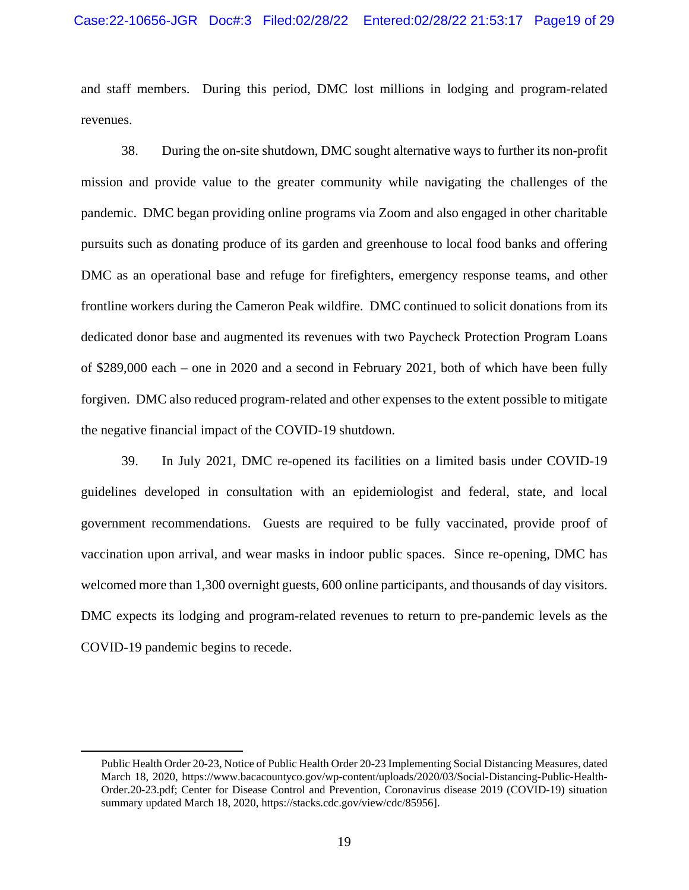and staff members. During this period, DMC lost millions in lodging and program-related revenues.

38. During the on-site shutdown, DMC sought alternative ways to further its non-profit mission and provide value to the greater community while navigating the challenges of the pandemic. DMC began providing online programs via Zoom and also engaged in other charitable pursuits such as donating produce of its garden and greenhouse to local food banks and offering DMC as an operational base and refuge for firefighters, emergency response teams, and other frontline workers during the Cameron Peak wildfire. DMC continued to solicit donations from its dedicated donor base and augmented its revenues with two Paycheck Protection Program Loans of $289,000 each – one in 2020 and a second in February 2021, both of which have been fully forgiven. DMC also reduced program-related and other expenses to the extent possible to mitigate the negative financial impact of the COVID-19 shutdown.

39. In July 2021, DMC re-opened its facilities on a limited basis under COVID-19 guidelines developed in consultation with an epidemiologist and federal, state, and local government recommendations. Guests are required to be fully vaccinated, provide proof of vaccination upon arrival, and wear masks in indoor public spaces. Since re-opening, DMC has welcomed more than 1,300 overnight guests, 600 online participants, and thousands of day visitors. DMC expects its lodging and program-related revenues to return to pre-pandemic levels as the COVID-19 pandemic begins to recede.

---

Public Health Order 20-23, Notice of Public Health Order 20-23 Implementing Social Distancing Measures, dated March 18, 2020, https://www.bacacountyco.gov/wp-content/uploads/2020/03/Social-Distancing-Public-Health-Order.20-23.pdf; Center for Disease Control and Prevention, Coronavirus disease 2019 (COVID-19) situation summary updated March 18, 2020, https://stacks.cdc.gov/view/cdc/85956].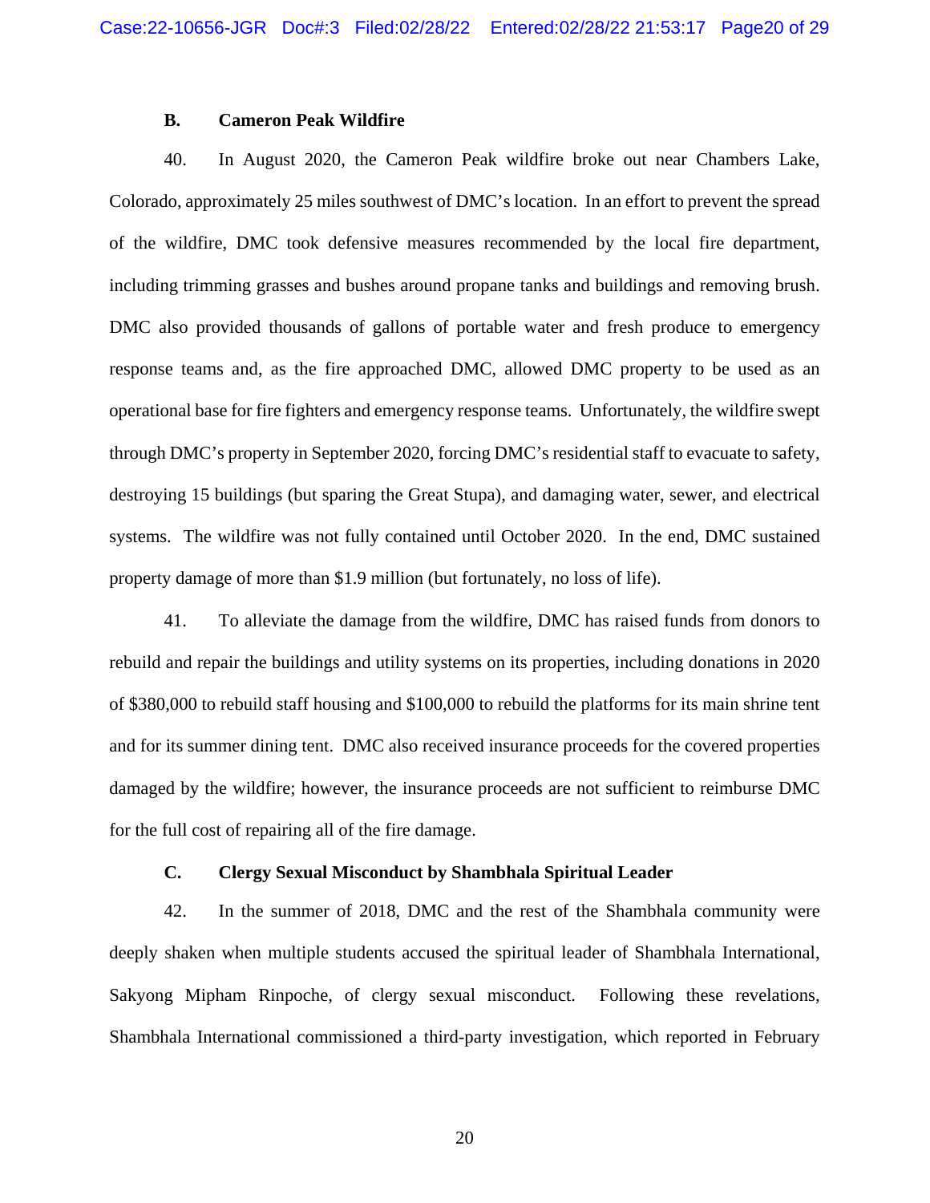### B. Cameron Peak Wildfire

40. In August 2020, the Cameron Peak wildfire broke out near Chambers Lake, Colorado, approximately 25 miles southwest of DMC's location. In an effort to prevent the spread of the wildfire, DMC took defensive measures recommended by the local fire department, including trimming grasses and bushes around propane tanks and buildings and removing brush. DMC also provided thousands of gallons of portable water and fresh produce to emergency response teams and, as the fire approached DMC, allowed DMC property to be used as an operational base for fire fighters and emergency response teams. Unfortunately, the wildfire swept through DMC's property in September 2020, forcing DMC's residential staff to evacuate to safety, destroying 15 buildings (but sparing the Great Stupa), and damaging water, sewer, and electrical systems. The wildfire was not fully contained until October 2020. In the end, DMC sustained property damage of more than $1.9 million (but fortunately, no loss of life).

41. To alleviate the damage from the wildfire, DMC has raised funds from donors to rebuild and repair the buildings and utility systems on its properties, including donations in 2020 of $380,000 to rebuild staff housing and $100,000 to rebuild the platforms for its main shrine tent and for its summer dining tent. DMC also received insurance proceeds for the covered properties damaged by the wildfire; however, the insurance proceeds are not sufficient to reimburse DMC for the full cost of repairing all of the fire damage.

### C. Clergy Sexual Misconduct by Shambhala Spiritual Leader

42. In the summer of 2018, DMC and the rest of the Shambhala community were deeply shaken when multiple students accused the spiritual leader of Shambhala International, Sakyong Mipham Rinpoche, of clergy sexual misconduct. Following these revelations, Shambhala International commissioned a third-party investigation, which reported in February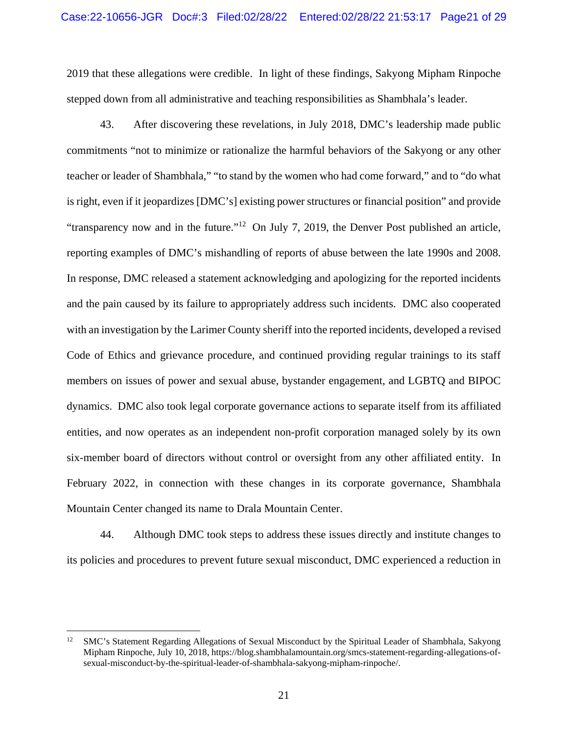2019 that these allegations were credible. In light of these findings, Sakyong Mipham Rinpoche stepped down from all administrative and teaching responsibilities as Shambhala's leader.

43. After discovering these revelations, in July 2018, DMC's leadership made public commitments "not to minimize or rationalize the harmful behaviors of the Sakyong or any other teacher or leader of Shambhala," "to stand by the women who had come forward," and to "do what is right, even if it jeopardizes [DMC's] existing power structures or financial position" and provide "transparency now and in the future."[12] On July 7, 2019, the Denver Post published an article, reporting examples of DMC's mishandling of reports of abuse between the late 1990s and 2008. In response, DMC released a statement acknowledging and apologizing for the reported incidents and the pain caused by its failure to appropriately address such incidents. DMC also cooperated with an investigation by the Larimer County sheriff into the reported incidents, developed a revised Code of Ethics and grievance procedure, and continued providing regular trainings to its staff members on issues of power and sexual abuse, bystander engagement, and LGBTQ and BIPOC dynamics. DMC also took legal corporate governance actions to separate itself from its affiliated entities, and now operates as an independent non-profit corporation managed solely by its own six-member board of directors without control or oversight from any other affiliated entity. In February 2022, in connection with these changes in its corporate governance, Shambhala Mountain Center changed its name to Drala Mountain Center.

44. Although DMC took steps to address these issues directly and institute changes to its policies and procedures to prevent future sexual misconduct, DMC experienced a reduction in

---

[12] SMC's Statement Regarding Allegations of Sexual Misconduct by the Spiritual Leader of Shambhala, Sakyong Mipham Rinpoche, July 10, 2018, https://blog.shambhalamountain.org/smcs-statement-regarding-allegations-of-sexual-misconduct-by-the-spiritual-leader-of-shambhala-sakyong-mipham-rinpoche/.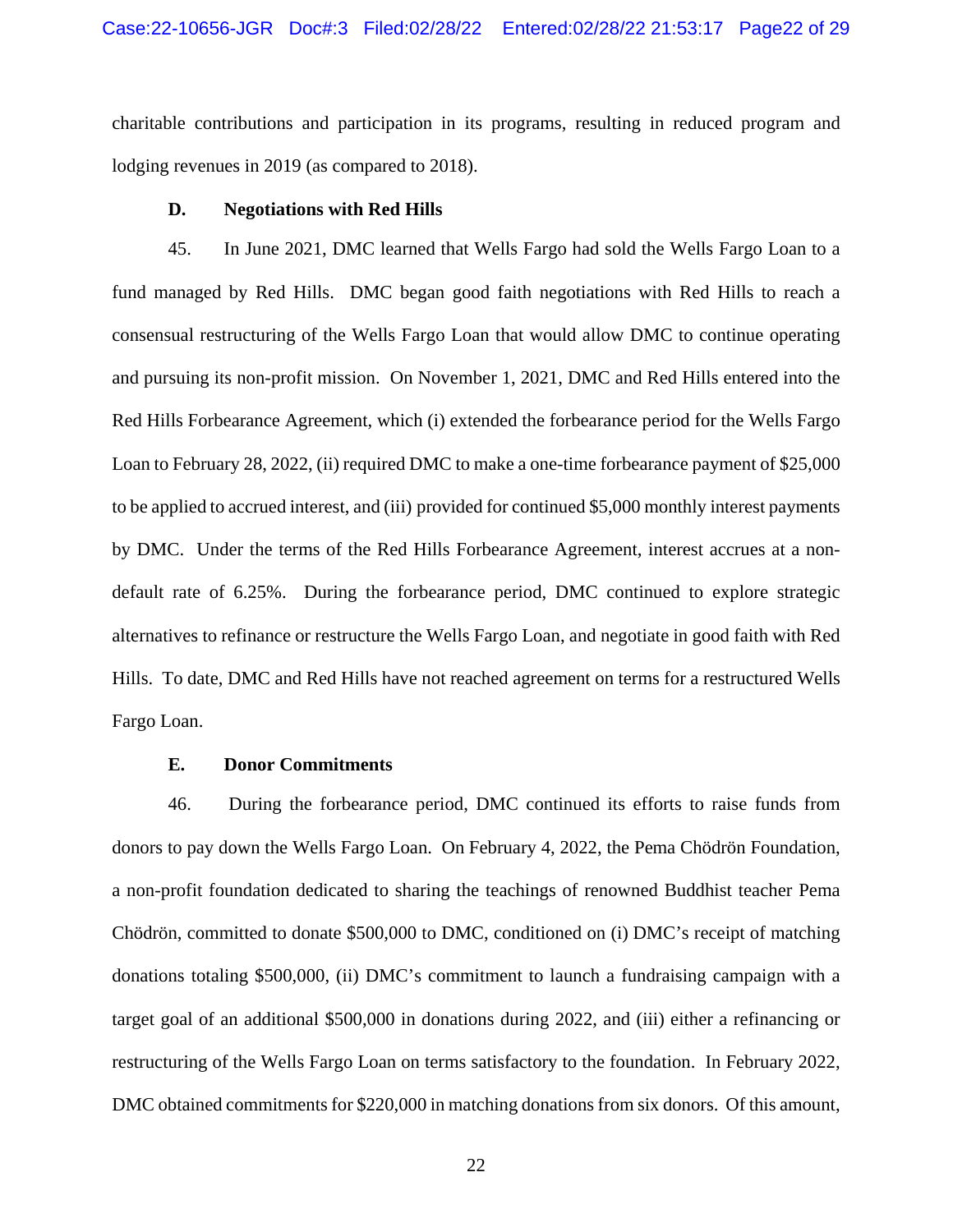charitable contributions and participation in its programs, resulting in reduced program and lodging revenues in 2019 (as compared to 2018).

### D. Negotiations with Red Hills

45. In June 2021, DMC learned that Wells Fargo had sold the Wells Fargo Loan to a fund managed by Red Hills. DMC began good faith negotiations with Red Hills to reach a consensual restructuring of the Wells Fargo Loan that would allow DMC to continue operating and pursuing its non-profit mission. On November 1, 2021, DMC and Red Hills entered into the Red Hills Forbearance Agreement, which (i) extended the forbearance period for the Wells Fargo Loan to February 28, 2022, (ii) required DMC to make a one-time forbearance payment of $25,000 to be applied to accrued interest, and (iii) provided for continued $5,000 monthly interest payments by DMC. Under the terms of the Red Hills Forbearance Agreement, interest accrues at a non-default rate of 6.25%. During the forbearance period, DMC continued to explore strategic alternatives to refinance or restructure the Wells Fargo Loan, and negotiate in good faith with Red Hills. To date, DMC and Red Hills have not reached agreement on terms for a restructured Wells Fargo Loan.

### E. Donor Commitments

46. During the forbearance period, DMC continued its efforts to raise funds from donors to pay down the Wells Fargo Loan. On February 4, 2022, the Pema Chödrön Foundation, a non-profit foundation dedicated to sharing the teachings of renowned Buddhist teacher Pema Chödrön, committed to donate $500,000 to DMC, conditioned on (i) DMC's receipt of matching donations totaling $500,000, (ii) DMC's commitment to launch a fundraising campaign with a target goal of an additional $500,000 in donations during 2022, and (iii) either a refinancing or restructuring of the Wells Fargo Loan on terms satisfactory to the foundation. In February 2022, DMC obtained commitments for $220,000 in matching donations from six donors. Of this amount,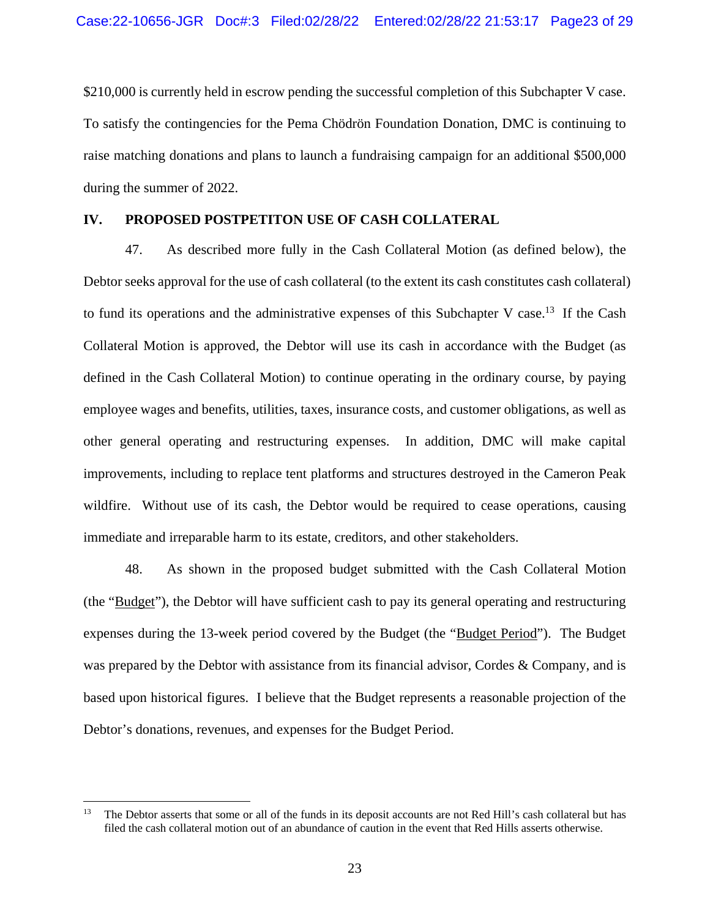$210,000 is currently held in escrow pending the successful completion of this Subchapter V case. To satisfy the contingencies for the Pema Chödrön Foundation Donation, DMC is continuing to raise matching donations and plans to launch a fundraising campaign for an additional $500,000 during the summer of 2022.

## IV. PROPOSED POSTPETITON USE OF CASH COLLATERAL

47. As described more fully in the Cash Collateral Motion (as defined below), the Debtor seeks approval for the use of cash collateral (to the extent its cash constitutes cash collateral) to fund its operations and the administrative expenses of this Subchapter V case.[13] If the Cash Collateral Motion is approved, the Debtor will use its cash in accordance with the Budget (as defined in the Cash Collateral Motion) to continue operating in the ordinary course, by paying employee wages and benefits, utilities, taxes, insurance costs, and customer obligations, as well as other general operating and restructuring expenses. In addition, DMC will make capital improvements, including to replace tent platforms and structures destroyed in the Cameron Peak wildfire. Without use of its cash, the Debtor would be required to cease operations, causing immediate and irreparable harm to its estate, creditors, and other stakeholders.

48. As shown in the proposed budget submitted with the Cash Collateral Motion (the "Budget"), the Debtor will have sufficient cash to pay its general operating and restructuring expenses during the 13-week period covered by the Budget (the "Budget Period"). The Budget was prepared by the Debtor with assistance from its financial advisor, Cordes & Company, and is based upon historical figures. I believe that the Budget represents a reasonable projection of the Debtor's donations, revenues, and expenses for the Budget Period.

---

[13] The Debtor asserts that some or all of the funds in its deposit accounts are not Red Hill's cash collateral but has filed the cash collateral motion out of an abundance of caution in the event that Red Hills asserts otherwise.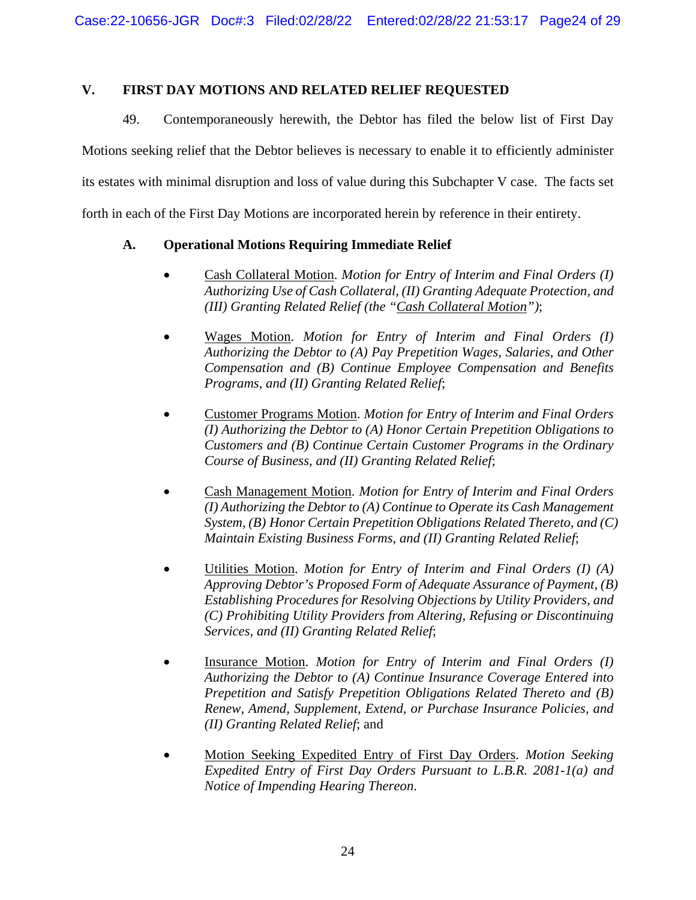## V. FIRST DAY MOTIONS AND RELATED RELIEF REQUESTED

49. Contemporaneously herewith, the Debtor has filed the below list of First Day Motions seeking relief that the Debtor believes is necessary to enable it to efficiently administer its estates with minimal disruption and loss of value during this Subchapter V case. The facts set forth in each of the First Day Motions are incorporated herein by reference in their entirety.

### A. Operational Motions Requiring Immediate Relief

- Cash Collateral Motion. *Motion for Entry of Interim and Final Orders (I) Authorizing Use of Cash Collateral, (II) Granting Adequate Protection, and (III) Granting Related Relief (the "Cash Collateral Motion")*;

- Wages Motion. *Motion for Entry of Interim and Final Orders (I) Authorizing the Debtor to (A) Pay Prepetition Wages, Salaries, and Other Compensation and (B) Continue Employee Compensation and Benefits Programs, and (II) Granting Related Relief*;

- Customer Programs Motion. *Motion for Entry of Interim and Final Orders (I) Authorizing the Debtor to (A) Honor Certain Prepetition Obligations to Customers and (B) Continue Certain Customer Programs in the Ordinary Course of Business, and (II) Granting Related Relief*;

- Cash Management Motion. *Motion for Entry of Interim and Final Orders (I) Authorizing the Debtor to (A) Continue to Operate its Cash Management System, (B) Honor Certain Prepetition Obligations Related Thereto, and (C) Maintain Existing Business Forms, and (II) Granting Related Relief*;

- Utilities Motion. *Motion for Entry of Interim and Final Orders (I) (A) Approving Debtor's Proposed Form of Adequate Assurance of Payment, (B) Establishing Procedures for Resolving Objections by Utility Providers, and (C) Prohibiting Utility Providers from Altering, Refusing or Discontinuing Services, and (II) Granting Related Relief*;

- Insurance Motion. *Motion for Entry of Interim and Final Orders (I) Authorizing the Debtor to (A) Continue Insurance Coverage Entered into Prepetition and Satisfy Prepetition Obligations Related Thereto and (B) Renew, Amend, Supplement, Extend, or Purchase Insurance Policies, and (II) Granting Related Relief*; and

- Motion Seeking Expedited Entry of First Day Orders. *Motion Seeking Expedited Entry of First Day Orders Pursuant to L.B.R. 2081-1(a) and Notice of Impending Hearing Thereon.*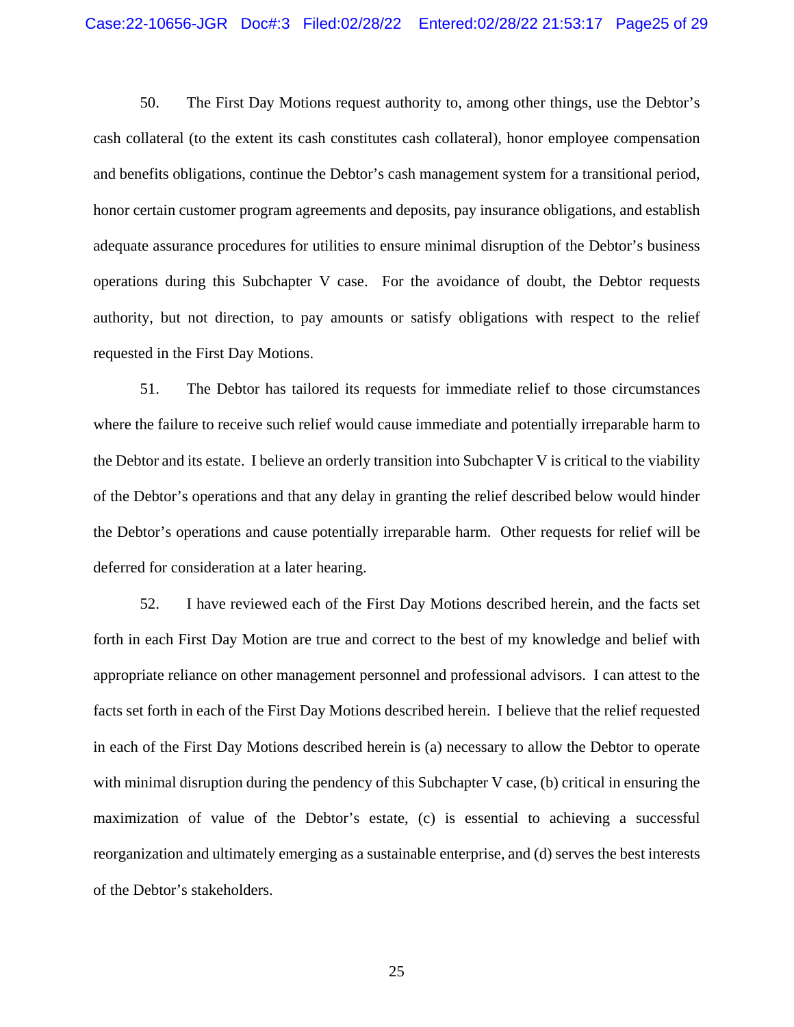50. The First Day Motions request authority to, among other things, use the Debtor's cash collateral (to the extent its cash constitutes cash collateral), honor employee compensation and benefits obligations, continue the Debtor's cash management system for a transitional period, honor certain customer program agreements and deposits, pay insurance obligations, and establish adequate assurance procedures for utilities to ensure minimal disruption of the Debtor's business operations during this Subchapter V case. For the avoidance of doubt, the Debtor requests authority, but not direction, to pay amounts or satisfy obligations with respect to the relief requested in the First Day Motions.

51. The Debtor has tailored its requests for immediate relief to those circumstances where the failure to receive such relief would cause immediate and potentially irreparable harm to the Debtor and its estate. I believe an orderly transition into Subchapter V is critical to the viability of the Debtor's operations and that any delay in granting the relief described below would hinder the Debtor's operations and cause potentially irreparable harm. Other requests for relief will be deferred for consideration at a later hearing.

52. I have reviewed each of the First Day Motions described herein, and the facts set forth in each First Day Motion are true and correct to the best of my knowledge and belief with appropriate reliance on other management personnel and professional advisors. I can attest to the facts set forth in each of the First Day Motions described herein. I believe that the relief requested in each of the First Day Motions described herein is (a) necessary to allow the Debtor to operate with minimal disruption during the pendency of this Subchapter V case, (b) critical in ensuring the maximization of value of the Debtor's estate, (c) is essential to achieving a successful reorganization and ultimately emerging as a sustainable enterprise, and (d) serves the best interests of the Debtor's stakeholders.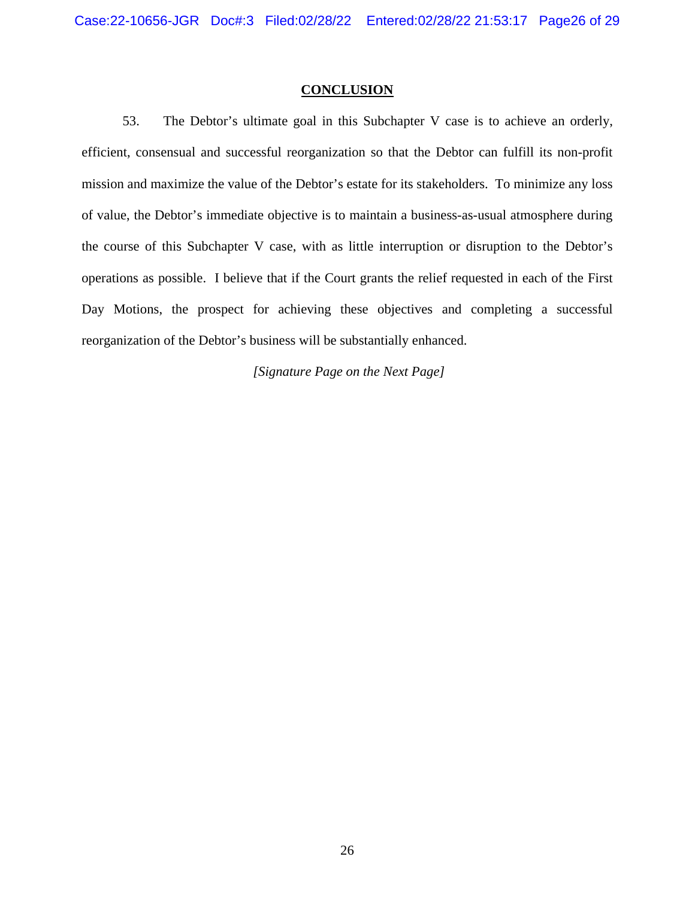## CONCLUSION

53. The Debtor's ultimate goal in this Subchapter V case is to achieve an orderly, efficient, consensual and successful reorganization so that the Debtor can fulfill its non-profit mission and maximize the value of the Debtor's estate for its stakeholders. To minimize any loss of value, the Debtor's immediate objective is to maintain a business-as-usual atmosphere during the course of this Subchapter V case, with as little interruption or disruption to the Debtor's operations as possible. I believe that if the Court grants the relief requested in each of the First Day Motions, the prospect for achieving these objectives and completing a successful reorganization of the Debtor's business will be substantially enhanced.

*[Signature Page on the Next Page]*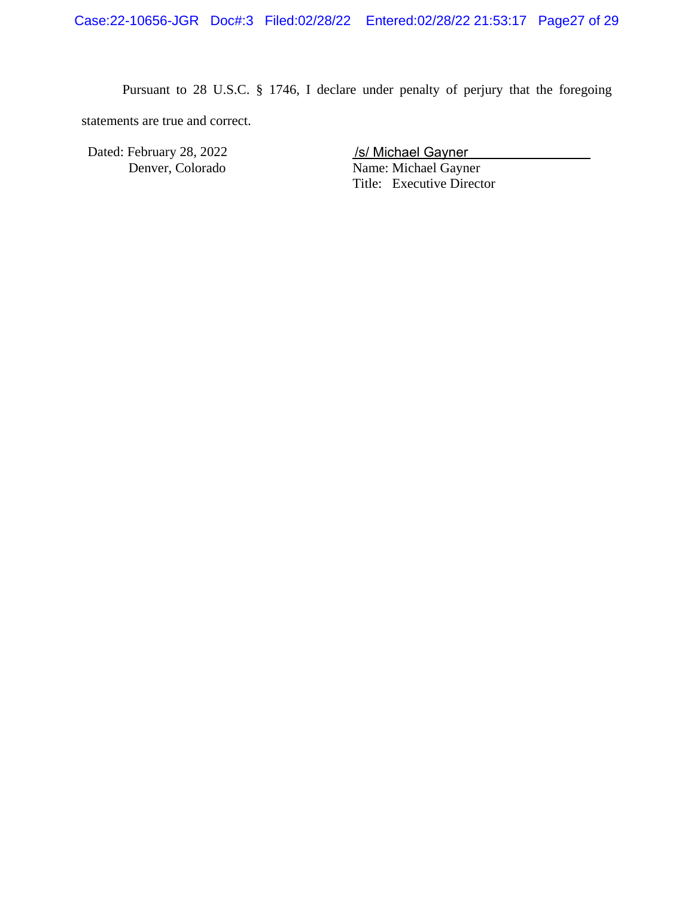Pursuant to 28 U.S.C. § 1746, I declare under penalty of perjury that the foregoing statements are true and correct.

Dated: February 28, 2022
Denver, Colorado

/s/ Michael Gayner
Name: Michael Gayner
Title: Executive Director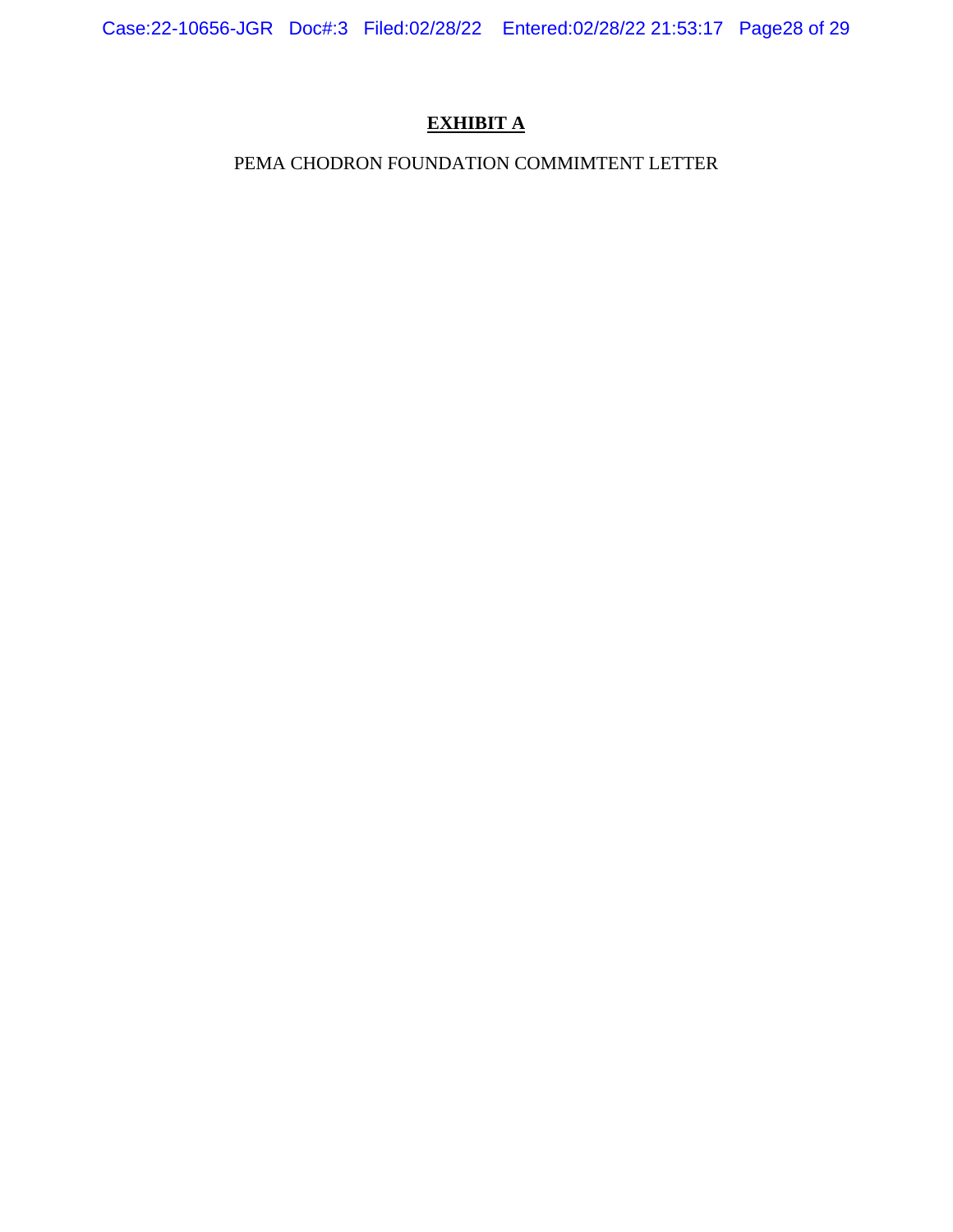# **EXHIBIT A**

PEMA CHODRON FOUNDATION COMMIMTENT LETTER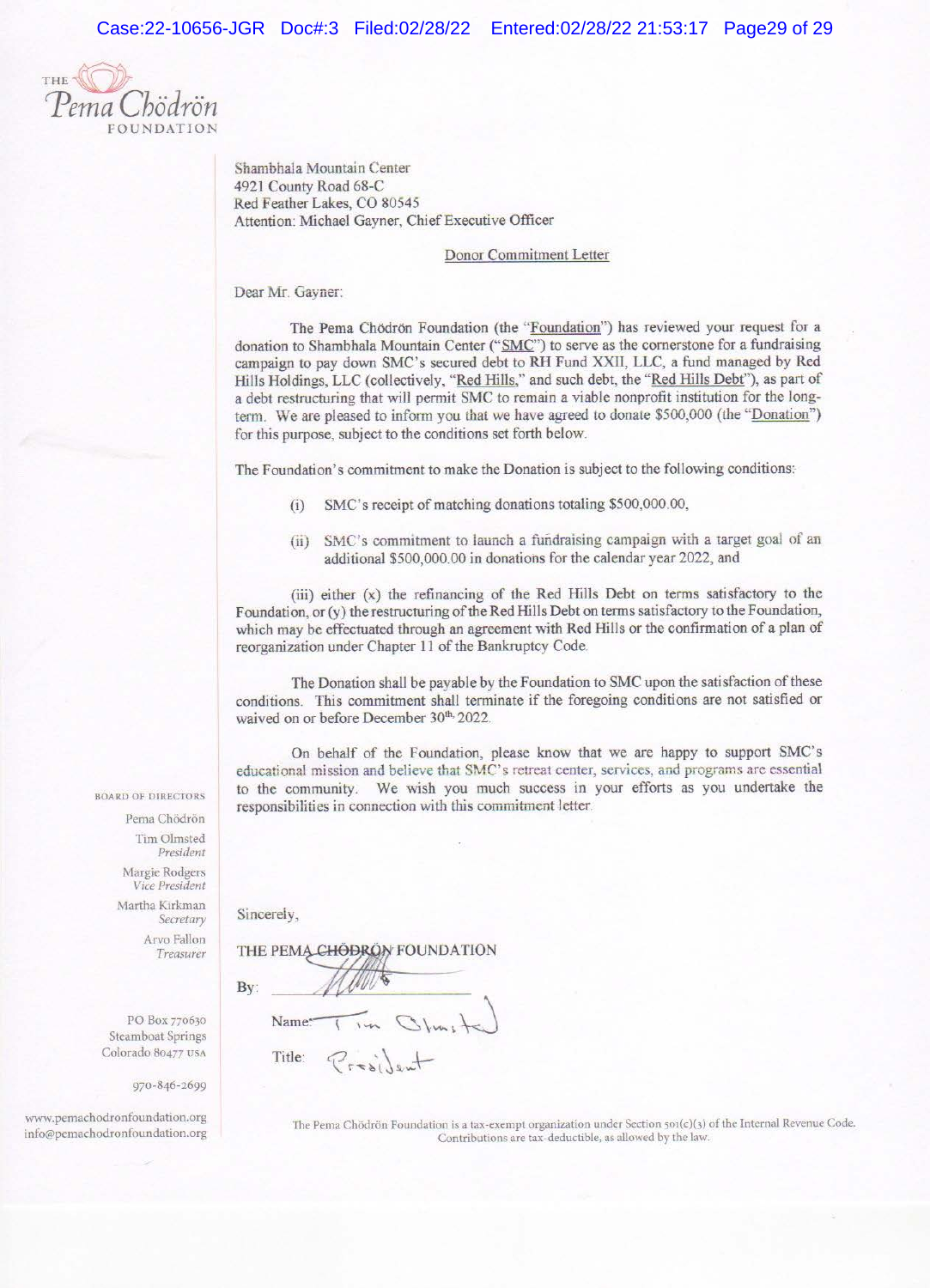THE Pema Chödrön FOUNDATION

Shambhala Mountain Center
4921 County Road 68-C
Red Feather Lakes, CO 80545
Attention: Michael Gayner, Chief Executive Officer

Donor Commitment Letter

Dear Mr. Gayner:

The Pema Chödrön Foundation (the "Foundation") has reviewed your request for a donation to Shambhala Mountain Center ("SMC") to serve as the cornerstone for a fundraising campaign to pay down SMC's secured debt to RH Fund XXII, LLC, a fund managed by Red Hills Holdings, LLC (collectively, "Red Hills," and such debt, the "Red Hills Debt"), as part of a debt restructuring that will permit SMC to remain a viable nonprofit institution for the long-term. We are pleased to inform you that we have agreed to donate $500,000 (the "Donation") for this purpose, subject to the conditions set forth below.

The Foundation's commitment to make the Donation is subject to the following conditions:

(i) SMC's receipt of matching donations totaling $500,000.00,

(ii) SMC's commitment to launch a fundraising campaign with a target goal of an additional $500,000.00 in donations for the calendar year 2022, and

(iii) either (x) the refinancing of the Red Hills Debt on terms satisfactory to the Foundation, or (y) the restructuring of the Red Hills Debt on terms satisfactory to the Foundation, which may be effectuated through an agreement with Red Hills or the confirmation of a plan of reorganization under Chapter 11 of the Bankruptcy Code.

The Donation shall be payable by the Foundation to SMC upon the satisfaction of these conditions. This commitment shall terminate if the foregoing conditions are not satisfied or waived on or before December 30th, 2022.

On behalf of the Foundation, please know that we are happy to support SMC's educational mission and believe that SMC's retreat center, services, and programs are essential to the community. We wish you much success in your efforts as you undertake the responsibilities in connection with this commitment letter.

Sincerely,

THE PEMA CHÖDRÖN FOUNDATION

By: [signature]

Name: Tim Olmsted

Title: President

BOARD OF DIRECTORS

Pema Chödrön

Tim Olmsted
*President*

Margie Rodgers
*Vice President*

Martha Kirkman
*Secretary*

Arvo Fallon
*Treasurer*

PO Box 770630
Steamboat Springs
Colorado 80477 USA

970-846-2699

www.pemachodronfoundation.org
info@pemachodronfoundation.org

The Pema Chödrön Foundation is a tax-exempt organization under Section 501(c)(3) of the Internal Revenue Code. Contributions are tax-deductible, as allowed by the law.